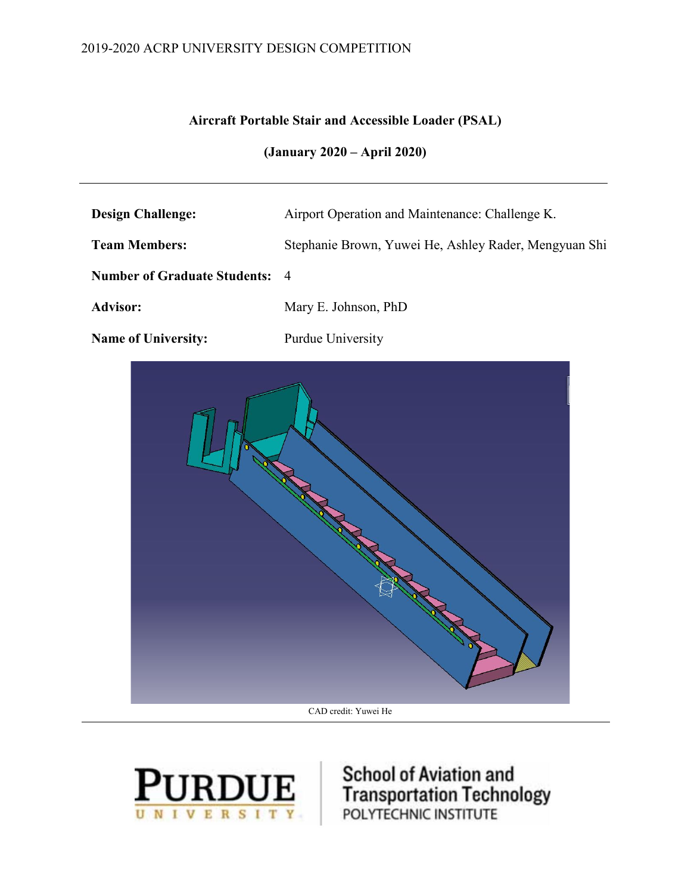2019-2020 ACRP UNIVERSITY DESIGN COMPETITION

**Aircraft Portable Stair and Accessible Loader (PSAL)**

**(January 2020 – April 2020)**

| | |
|---|---|
| **Design Challenge:** | Airport Operation and Maintenance: Challenge K. |
| **Team Members:** | Stephanie Brown, Yuwei He, Ashley Rader, Mengyuan Shi |
| **Number of Graduate Students:** | 4 |
| **Advisor:** | Mary E. Johnson, PhD |
| **Name of University:** | Purdue University |

CAD credit: Yuwei He

PURDUE UNIVERSITY | School of Aviation and Transportation Technology POLYTECHNIC INSTITUTE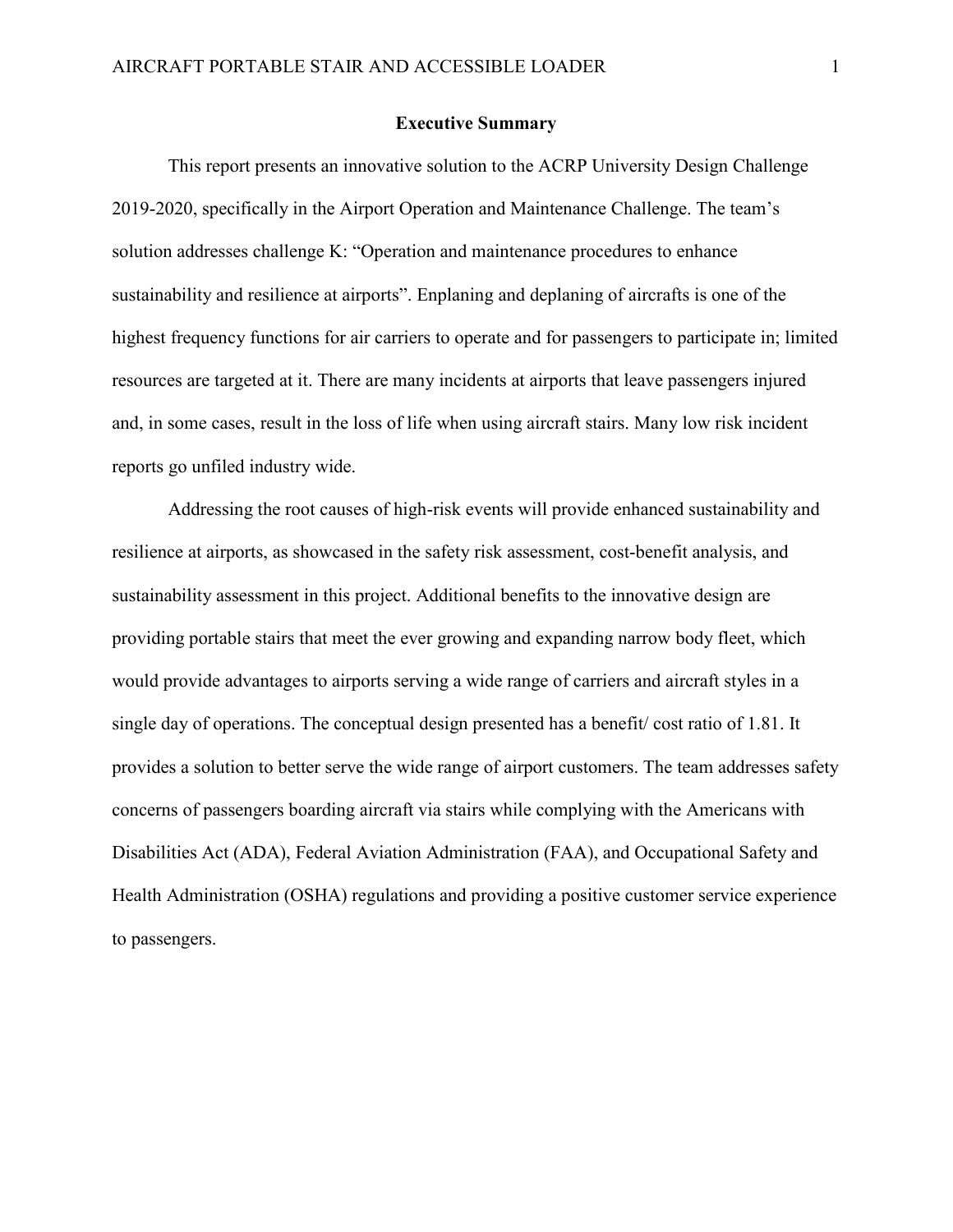## Executive Summary

This report presents an innovative solution to the ACRP University Design Challenge 2019-2020, specifically in the Airport Operation and Maintenance Challenge. The team's solution addresses challenge K: "Operation and maintenance procedures to enhance sustainability and resilience at airports". Enplaning and deplaning of aircrafts is one of the highest frequency functions for air carriers to operate and for passengers to participate in; limited resources are targeted at it. There are many incidents at airports that leave passengers injured and, in some cases, result in the loss of life when using aircraft stairs. Many low risk incident reports go unfiled industry wide.

Addressing the root causes of high-risk events will provide enhanced sustainability and resilience at airports, as showcased in the safety risk assessment, cost-benefit analysis, and sustainability assessment in this project. Additional benefits to the innovative design are providing portable stairs that meet the ever growing and expanding narrow body fleet, which would provide advantages to airports serving a wide range of carriers and aircraft styles in a single day of operations. The conceptual design presented has a benefit/ cost ratio of 1.81. It provides a solution to better serve the wide range of airport customers. The team addresses safety concerns of passengers boarding aircraft via stairs while complying with the Americans with Disabilities Act (ADA), Federal Aviation Administration (FAA), and Occupational Safety and Health Administration (OSHA) regulations and providing a positive customer service experience to passengers.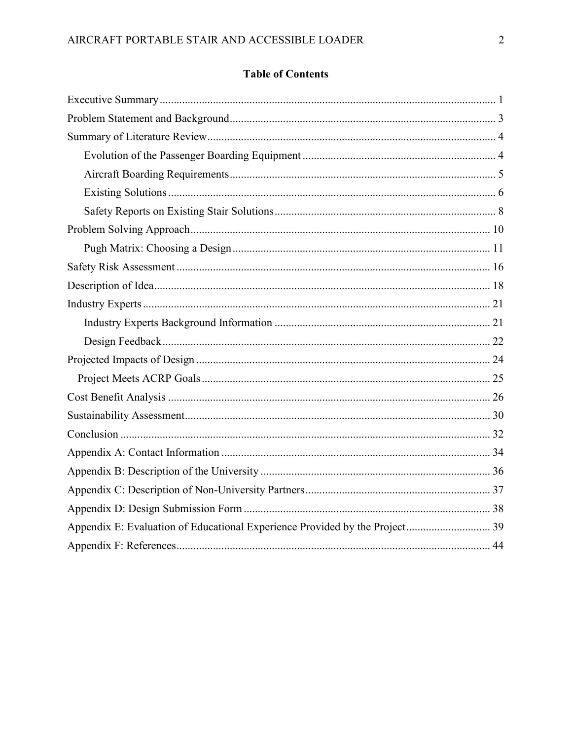## Table of Contents

Executive Summary ........................................................................................................ 1

Problem Statement and Background.............................................................................. 3

Summary of Literature Review...................................................................................... 4

- Evolution of the Passenger Boarding Equipment ..................................................... 4
- Aircraft Boarding Requirements.............................................................................. 5
- Existing Solutions .................................................................................................... 6
- Safety Reports on Existing Stair Solutions............................................................... 8

Problem Solving Approach........................................................................................... 10

- Pugh Matrix: Choosing a Design ............................................................................ 11

Safety Risk Assessment ................................................................................................ 16

Description of Idea........................................................................................................ 18

Industry Experts ............................................................................................................ 21

- Industry Experts Background Information ............................................................. 21
- Design Feedback ..................................................................................................... 22

Projected Impacts of Design ......................................................................................... 24

- Project Meets ACRP Goals ...................................................................................... 25

Cost Benefit Analysis ................................................................................................... 26

Sustainability Assessment............................................................................................. 30

Conclusion ................................................................................................................... 32

Appendix A: Contact Information ................................................................................ 34

Appendix B: Description of the University .................................................................. 36

Appendix C: Description of Non-University Partners.................................................. 37

Appendix D: Design Submission Form ........................................................................ 38

Appendix E: Evaluation of Educational Experience Provided by the Project.............. 39

Appendix F: References................................................................................................ 44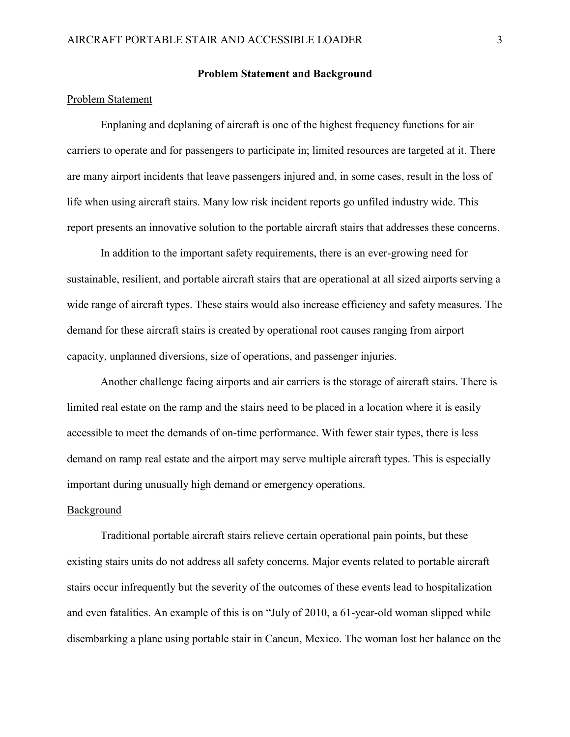## Problem Statement and Background

### Problem Statement

Enplaning and deplaning of aircraft is one of the highest frequency functions for air carriers to operate and for passengers to participate in; limited resources are targeted at it. There are many airport incidents that leave passengers injured and, in some cases, result in the loss of life when using aircraft stairs. Many low risk incident reports go unfiled industry wide. This report presents an innovative solution to the portable aircraft stairs that addresses these concerns.

In addition to the important safety requirements, there is an ever-growing need for sustainable, resilient, and portable aircraft stairs that are operational at all sized airports serving a wide range of aircraft types. These stairs would also increase efficiency and safety measures. The demand for these aircraft stairs is created by operational root causes ranging from airport capacity, unplanned diversions, size of operations, and passenger injuries.

Another challenge facing airports and air carriers is the storage of aircraft stairs. There is limited real estate on the ramp and the stairs need to be placed in a location where it is easily accessible to meet the demands of on-time performance. With fewer stair types, there is less demand on ramp real estate and the airport may serve multiple aircraft types. This is especially important during unusually high demand or emergency operations.

### Background

Traditional portable aircraft stairs relieve certain operational pain points, but these existing stairs units do not address all safety concerns. Major events related to portable aircraft stairs occur infrequently but the severity of the outcomes of these events lead to hospitalization and even fatalities. An example of this is on "July of 2010, a 61-year-old woman slipped while disembarking a plane using portable stair in Cancun, Mexico. The woman lost her balance on the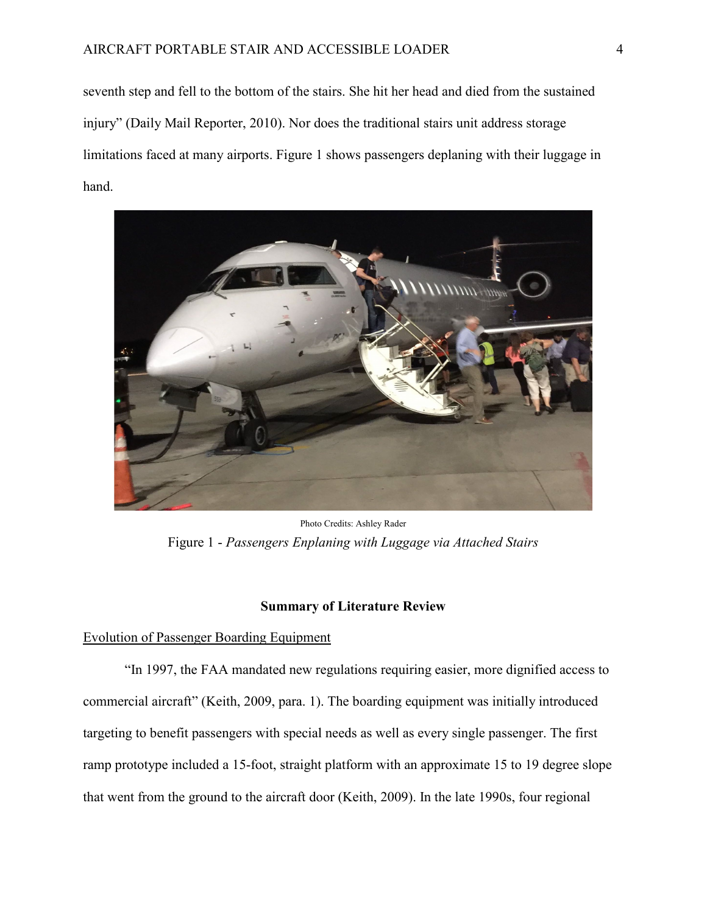seventh step and fell to the bottom of the stairs. She hit her head and died from the sustained injury" (Daily Mail Reporter, 2010). Nor does the traditional stairs unit address storage limitations faced at many airports. Figure 1 shows passengers deplaning with their luggage in hand.

Photo Credits: Ashley Rader

Figure 1 - *Passengers Enplaning with Luggage via Attached Stairs*

## Summary of Literature Review

Evolution of Passenger Boarding Equipment

"In 1997, the FAA mandated new regulations requiring easier, more dignified access to commercial aircraft" (Keith, 2009, para. 1). The boarding equipment was initially introduced targeting to benefit passengers with special needs as well as every single passenger. The first ramp prototype included a 15-foot, straight platform with an approximate 15 to 19 degree slope that went from the ground to the aircraft door (Keith, 2009). In the late 1990s, four regional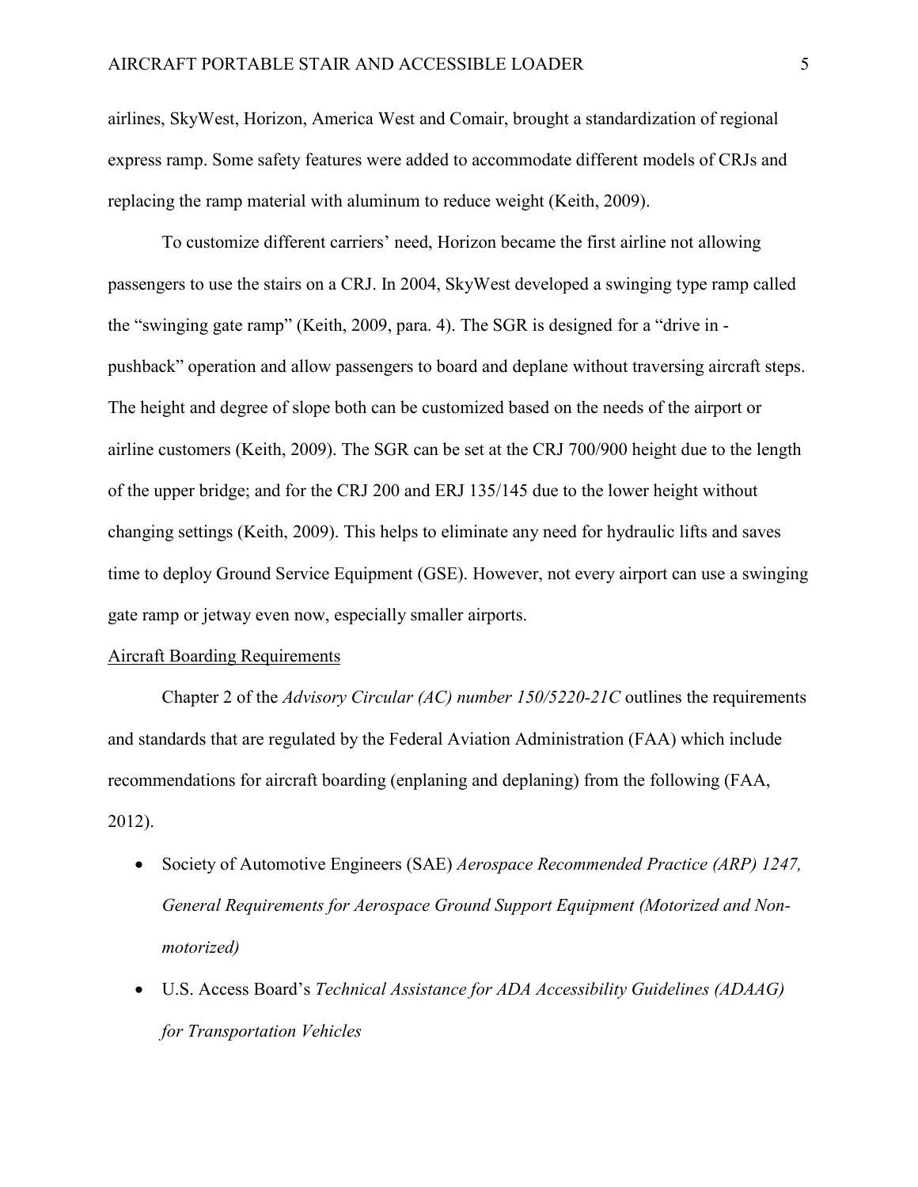airlines, SkyWest, Horizon, America West and Comair, brought a standardization of regional express ramp. Some safety features were added to accommodate different models of CRJs and replacing the ramp material with aluminum to reduce weight (Keith, 2009).

To customize different carriers' need, Horizon became the first airline not allowing passengers to use the stairs on a CRJ. In 2004, SkyWest developed a swinging type ramp called the "swinging gate ramp" (Keith, 2009, para. 4). The SGR is designed for a "drive in - pushback" operation and allow passengers to board and deplane without traversing aircraft steps. The height and degree of slope both can be customized based on the needs of the airport or airline customers (Keith, 2009). The SGR can be set at the CRJ 700/900 height due to the length of the upper bridge; and for the CRJ 200 and ERJ 135/145 due to the lower height without changing settings (Keith, 2009). This helps to eliminate any need for hydraulic lifts and saves time to deploy Ground Service Equipment (GSE). However, not every airport can use a swinging gate ramp or jetway even now, especially smaller airports.

<u>Aircraft Boarding Requirements</u>

Chapter 2 of the *Advisory Circular (AC) number 150/5220-21C* outlines the requirements and standards that are regulated by the Federal Aviation Administration (FAA) which include recommendations for aircraft boarding (enplaning and deplaning) from the following (FAA, 2012).

- Society of Automotive Engineers (SAE) *Aerospace Recommended Practice (ARP) 1247, General Requirements for Aerospace Ground Support Equipment (Motorized and Non-motorized)*
- U.S. Access Board's *Technical Assistance for ADA Accessibility Guidelines (ADAAG) for Transportation Vehicles*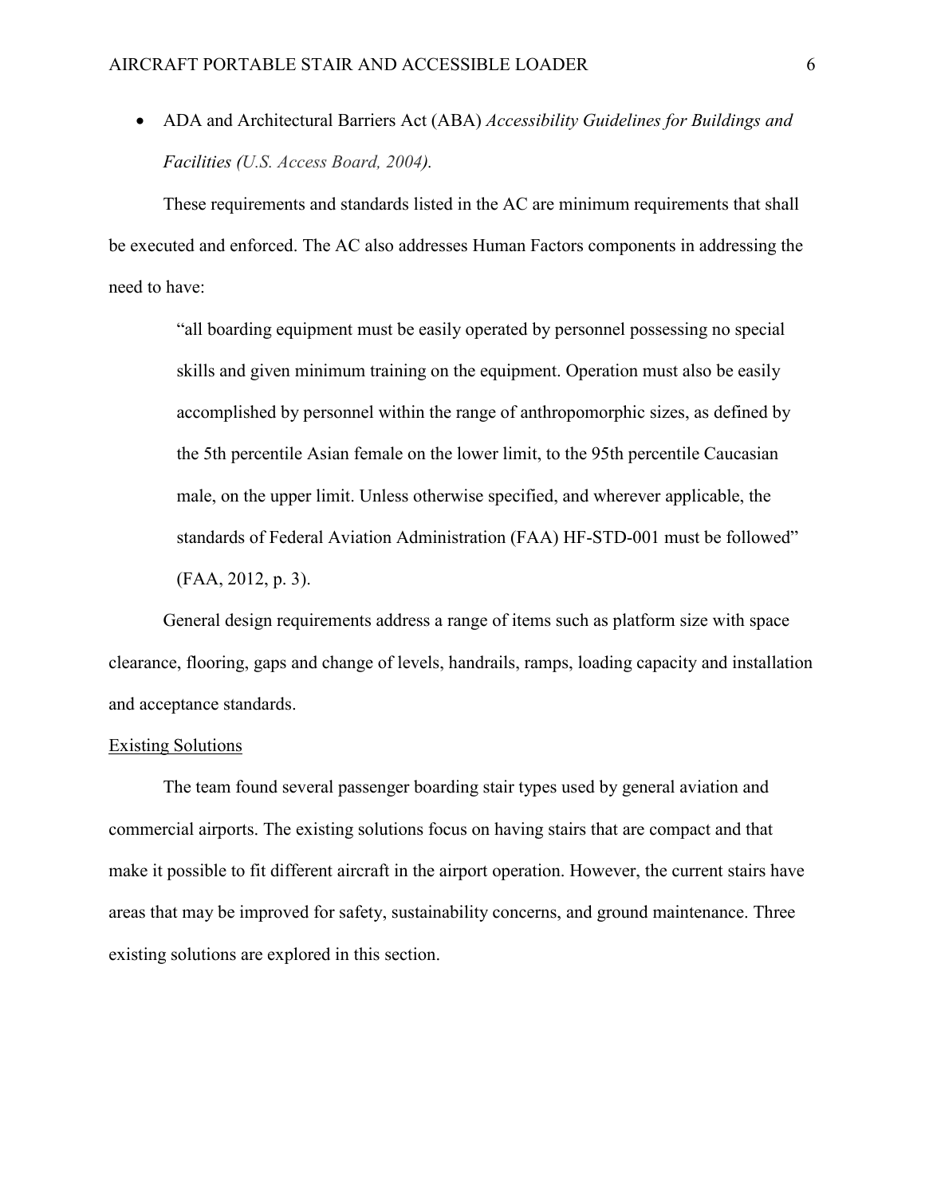- ADA and Architectural Barriers Act (ABA) *Accessibility Guidelines for Buildings and Facilities (U.S. Access Board, 2004).*

These requirements and standards listed in the AC are minimum requirements that shall be executed and enforced. The AC also addresses Human Factors components in addressing the need to have:

> "all boarding equipment must be easily operated by personnel possessing no special skills and given minimum training on the equipment. Operation must also be easily accomplished by personnel within the range of anthropomorphic sizes, as defined by the 5th percentile Asian female on the lower limit, to the 95th percentile Caucasian male, on the upper limit. Unless otherwise specified, and wherever applicable, the standards of Federal Aviation Administration (FAA) HF-STD-001 must be followed" (FAA, 2012, p. 3).

General design requirements address a range of items such as platform size with space clearance, flooring, gaps and change of levels, handrails, ramps, loading capacity and installation and acceptance standards.

<u>Existing Solutions</u>

The team found several passenger boarding stair types used by general aviation and commercial airports. The existing solutions focus on having stairs that are compact and that make it possible to fit different aircraft in the airport operation. However, the current stairs have areas that may be improved for safety, sustainability concerns, and ground maintenance. Three existing solutions are explored in this section.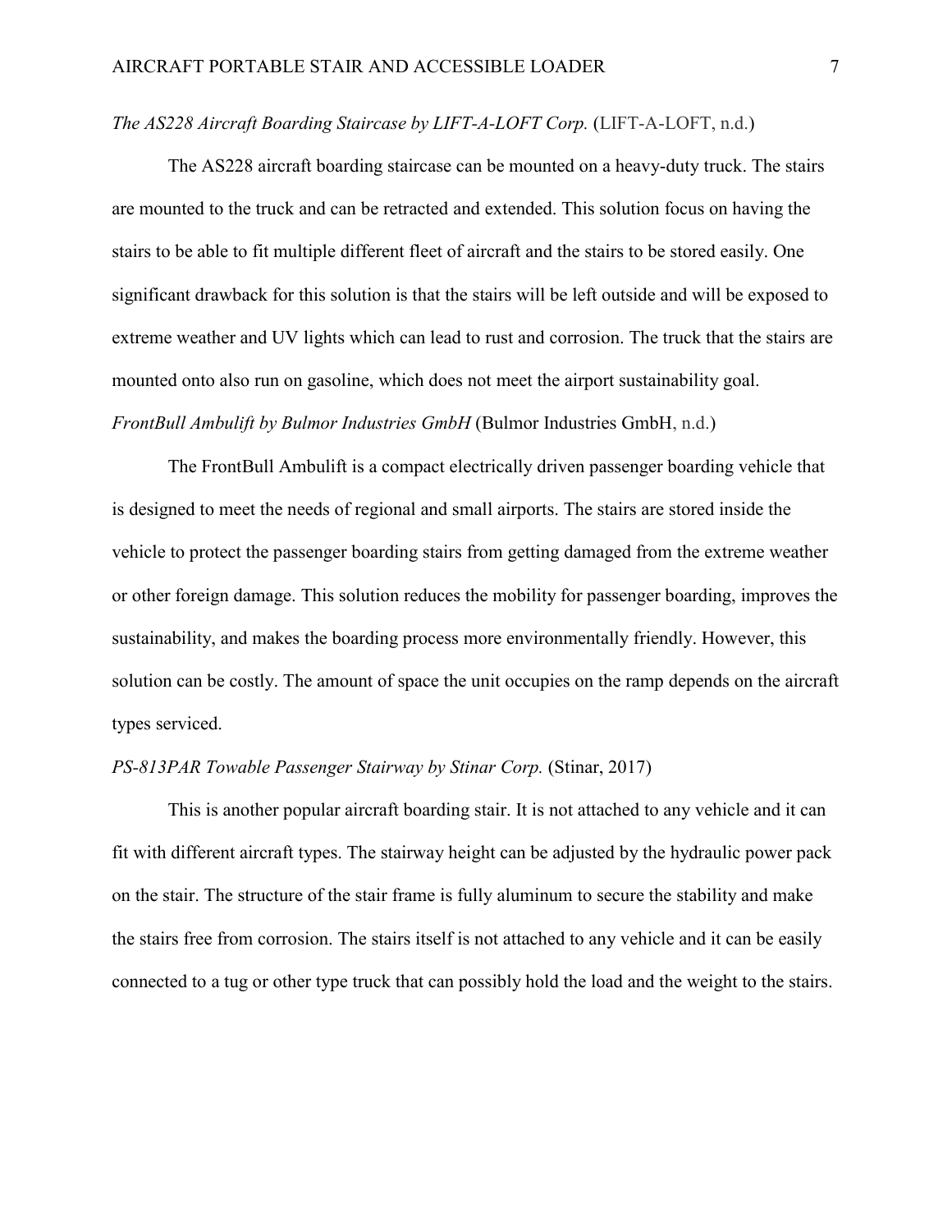*The AS228 Aircraft Boarding Staircase by LIFT-A-LOFT Corp.* (LIFT-A-LOFT, n.d.)

The AS228 aircraft boarding staircase can be mounted on a heavy-duty truck. The stairs are mounted to the truck and can be retracted and extended. This solution focus on having the stairs to be able to fit multiple different fleet of aircraft and the stairs to be stored easily. One significant drawback for this solution is that the stairs will be left outside and will be exposed to extreme weather and UV lights which can lead to rust and corrosion. The truck that the stairs are mounted onto also run on gasoline, which does not meet the airport sustainability goal.

*FrontBull Ambulift by Bulmor Industries GmbH* (Bulmor Industries GmbH, n.d.)

The FrontBull Ambulift is a compact electrically driven passenger boarding vehicle that is designed to meet the needs of regional and small airports. The stairs are stored inside the vehicle to protect the passenger boarding stairs from getting damaged from the extreme weather or other foreign damage. This solution reduces the mobility for passenger boarding, improves the sustainability, and makes the boarding process more environmentally friendly. However, this solution can be costly. The amount of space the unit occupies on the ramp depends on the aircraft types serviced.

*PS-813PAR Towable Passenger Stairway by Stinar Corp.* (Stinar, 2017)

This is another popular aircraft boarding stair. It is not attached to any vehicle and it can fit with different aircraft types. The stairway height can be adjusted by the hydraulic power pack on the stair. The structure of the stair frame is fully aluminum to secure the stability and make the stairs free from corrosion. The stairs itself is not attached to any vehicle and it can be easily connected to a tug or other type truck that can possibly hold the load and the weight to the stairs.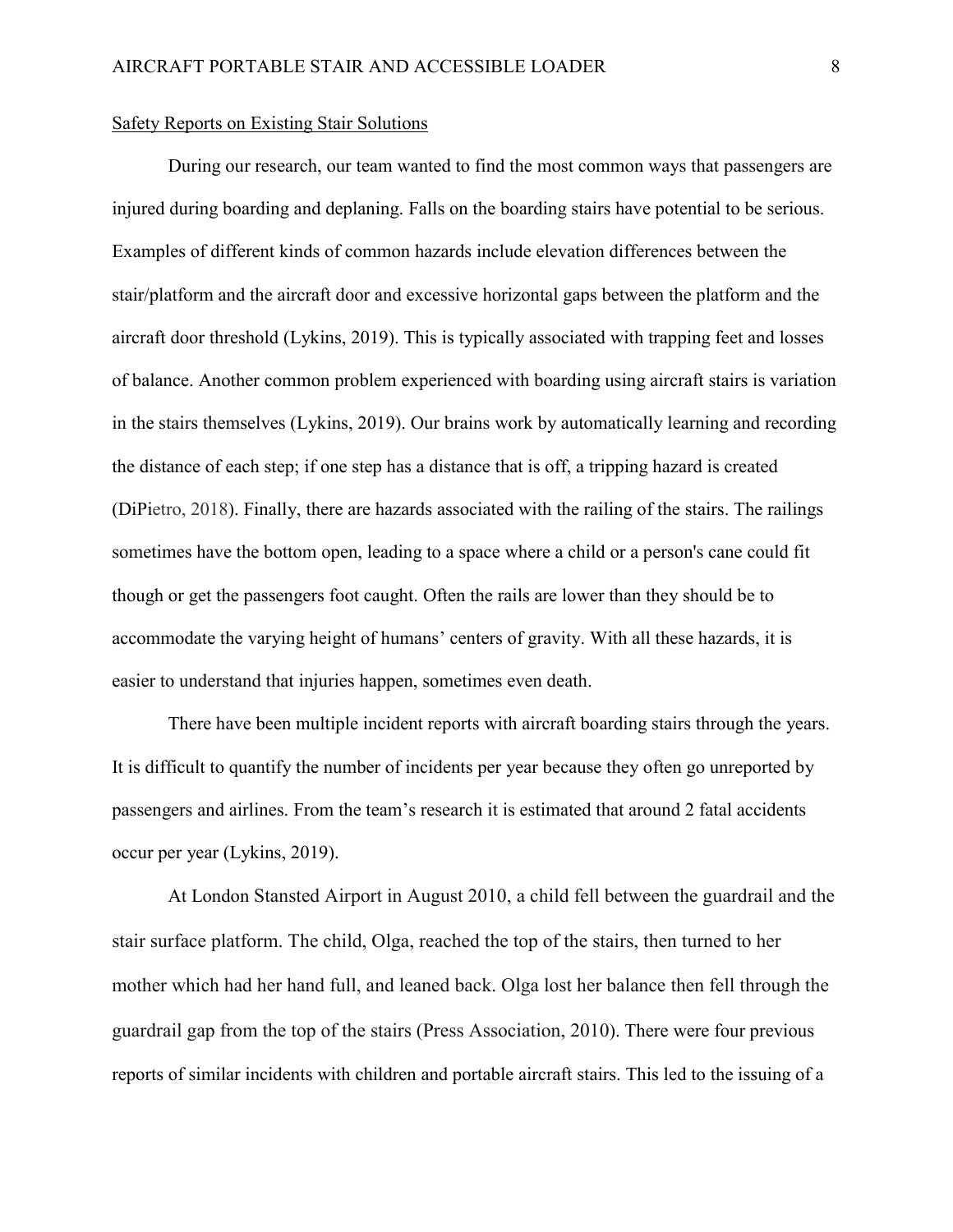<u>Safety Reports on Existing Stair Solutions</u>

During our research, our team wanted to find the most common ways that passengers are injured during boarding and deplaning. Falls on the boarding stairs have potential to be serious. Examples of different kinds of common hazards include elevation differences between the stair/platform and the aircraft door and excessive horizontal gaps between the platform and the aircraft door threshold (Lykins, 2019). This is typically associated with trapping feet and losses of balance. Another common problem experienced with boarding using aircraft stairs is variation in the stairs themselves (Lykins, 2019). Our brains work by automatically learning and recording the distance of each step; if one step has a distance that is off, a tripping hazard is created (DiPietro, 2018). Finally, there are hazards associated with the railing of the stairs. The railings sometimes have the bottom open, leading to a space where a child or a person's cane could fit though or get the passengers foot caught. Often the rails are lower than they should be to accommodate the varying height of humans' centers of gravity. With all these hazards, it is easier to understand that injuries happen, sometimes even death.

There have been multiple incident reports with aircraft boarding stairs through the years. It is difficult to quantify the number of incidents per year because they often go unreported by passengers and airlines. From the team's research it is estimated that around 2 fatal accidents occur per year (Lykins, 2019).

At London Stansted Airport in August 2010, a child fell between the guardrail and the stair surface platform. The child, Olga, reached the top of the stairs, then turned to her mother which had her hand full, and leaned back. Olga lost her balance then fell through the guardrail gap from the top of the stairs (Press Association, 2010). There were four previous reports of similar incidents with children and portable aircraft stairs. This led to the issuing of a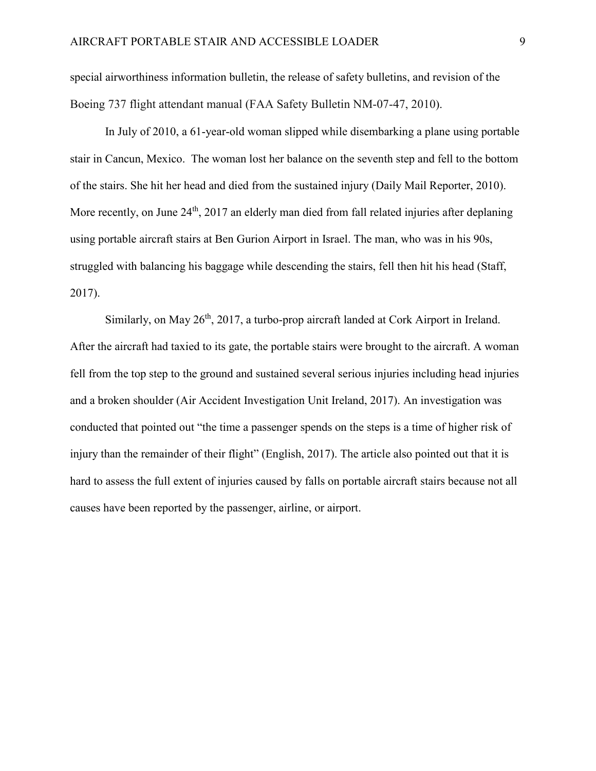special airworthiness information bulletin, the release of safety bulletins, and revision of the Boeing 737 flight attendant manual (FAA Safety Bulletin NM-07-47, 2010).

In July of 2010, a 61-year-old woman slipped while disembarking a plane using portable stair in Cancun, Mexico. The woman lost her balance on the seventh step and fell to the bottom of the stairs. She hit her head and died from the sustained injury (Daily Mail Reporter, 2010). More recently, on June 24th, 2017 an elderly man died from fall related injuries after deplaning using portable aircraft stairs at Ben Gurion Airport in Israel. The man, who was in his 90s, struggled with balancing his baggage while descending the stairs, fell then hit his head (Staff, 2017).

Similarly, on May 26th, 2017, a turbo-prop aircraft landed at Cork Airport in Ireland. After the aircraft had taxied to its gate, the portable stairs were brought to the aircraft. A woman fell from the top step to the ground and sustained several serious injuries including head injuries and a broken shoulder (Air Accident Investigation Unit Ireland, 2017). An investigation was conducted that pointed out "the time a passenger spends on the steps is a time of higher risk of injury than the remainder of their flight" (English, 2017). The article also pointed out that it is hard to assess the full extent of injuries caused by falls on portable aircraft stairs because not all causes have been reported by the passenger, airline, or airport.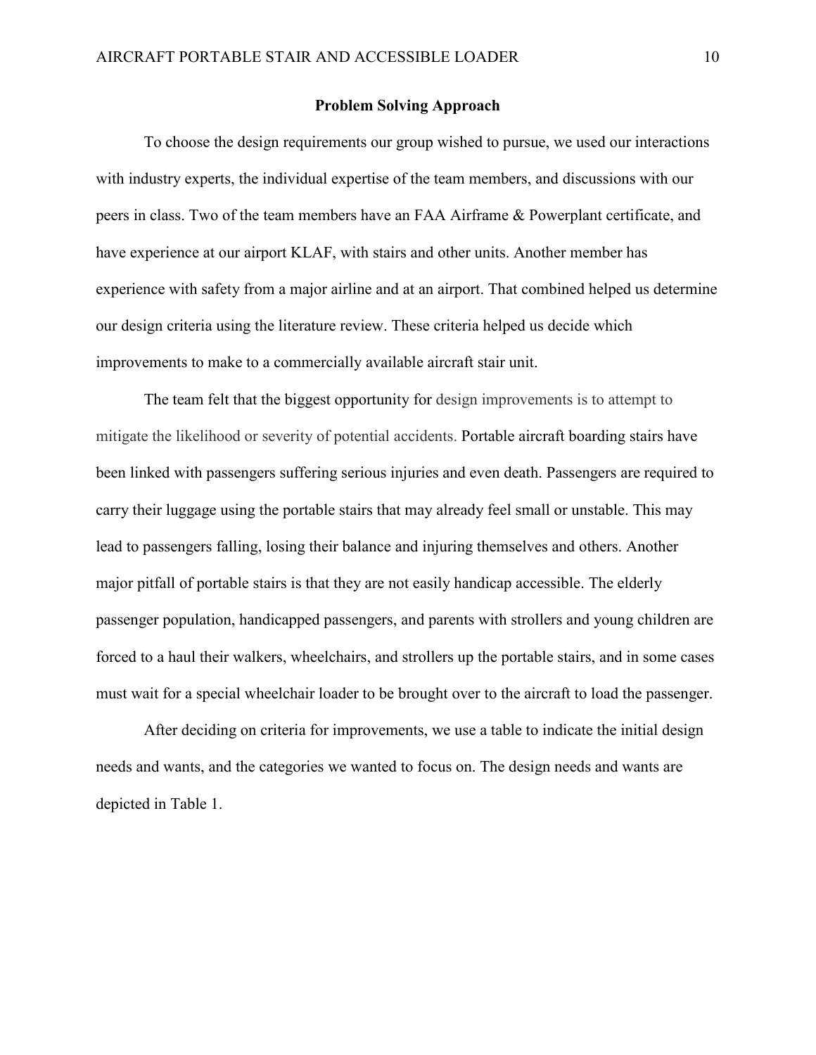## Problem Solving Approach

To choose the design requirements our group wished to pursue, we used our interactions with industry experts, the individual expertise of the team members, and discussions with our peers in class. Two of the team members have an FAA Airframe & Powerplant certificate, and have experience at our airport KLAF, with stairs and other units. Another member has experience with safety from a major airline and at an airport. That combined helped us determine our design criteria using the literature review. These criteria helped us decide which improvements to make to a commercially available aircraft stair unit.

The team felt that the biggest opportunity for design improvements is to attempt to mitigate the likelihood or severity of potential accidents. Portable aircraft boarding stairs have been linked with passengers suffering serious injuries and even death. Passengers are required to carry their luggage using the portable stairs that may already feel small or unstable. This may lead to passengers falling, losing their balance and injuring themselves and others. Another major pitfall of portable stairs is that they are not easily handicap accessible. The elderly passenger population, handicapped passengers, and parents with strollers and young children are forced to a haul their walkers, wheelchairs, and strollers up the portable stairs, and in some cases must wait for a special wheelchair loader to be brought over to the aircraft to load the passenger.

After deciding on criteria for improvements, we use a table to indicate the initial design needs and wants, and the categories we wanted to focus on. The design needs and wants are depicted in Table 1.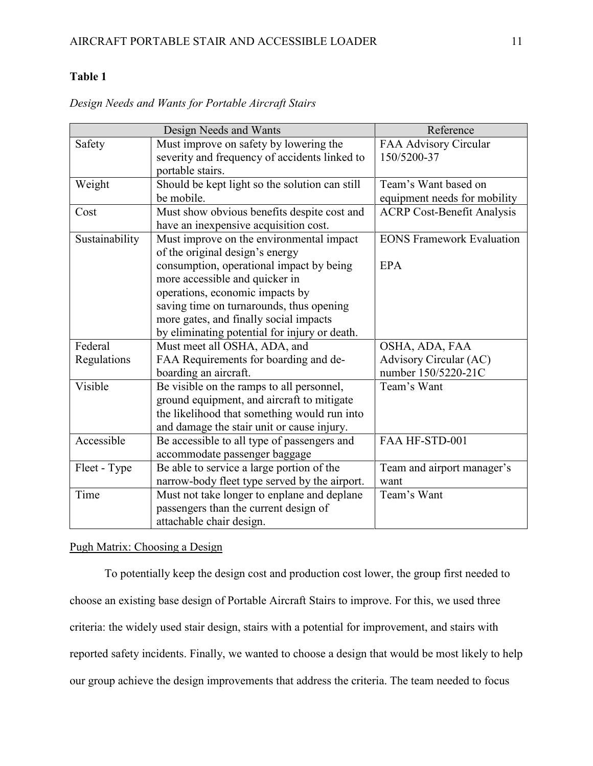**Table 1**

*Design Needs and Wants for Portable Aircraft Stairs*

| Design Needs and Wants | | Reference |
|---|---|---|
| Safety | Must improve on safety by lowering the severity and frequency of accidents linked to portable stairs. | FAA Advisory Circular 150/5200-37 |
| Weight | Should be kept light so the solution can still be mobile. | Team's Want based on equipment needs for mobility |
| Cost | Must show obvious benefits despite cost and have an inexpensive acquisition cost. | ACRP Cost-Benefit Analysis |
| Sustainability | Must improve on the environmental impact of the original design's energy consumption, operational impact by being more accessible and quicker in operations, economic impacts by saving time on turnarounds, thus opening more gates, and finally social impacts by eliminating potential for injury or death. | EONS Framework Evaluation<br><br>EPA |
| Federal Regulations | Must meet all OSHA, ADA, and FAA Requirements for boarding and de-boarding an aircraft. | OSHA, ADA, FAA Advisory Circular (AC) number 150/5220-21C |
| Visible | Be visible on the ramps to all personnel, ground equipment, and aircraft to mitigate the likelihood that something would run into and damage the stair unit or cause injury. | Team's Want |
| Accessible | Be accessible to all type of passengers and accommodate passenger baggage | FAA HF-STD-001 |
| Fleet - Type | Be able to service a large portion of the narrow-body fleet type served by the airport. | Team and airport manager's want |
| Time | Must not take longer to enplane and deplane passengers than the current design of attachable chair design. | Team's Want |

<u>Pugh Matrix: Choosing a Design</u>

To potentially keep the design cost and production cost lower, the group first needed to choose an existing base design of Portable Aircraft Stairs to improve. For this, we used three criteria: the widely used stair design, stairs with a potential for improvement, and stairs with reported safety incidents. Finally, we wanted to choose a design that would be most likely to help our group achieve the design improvements that address the criteria. The team needed to focus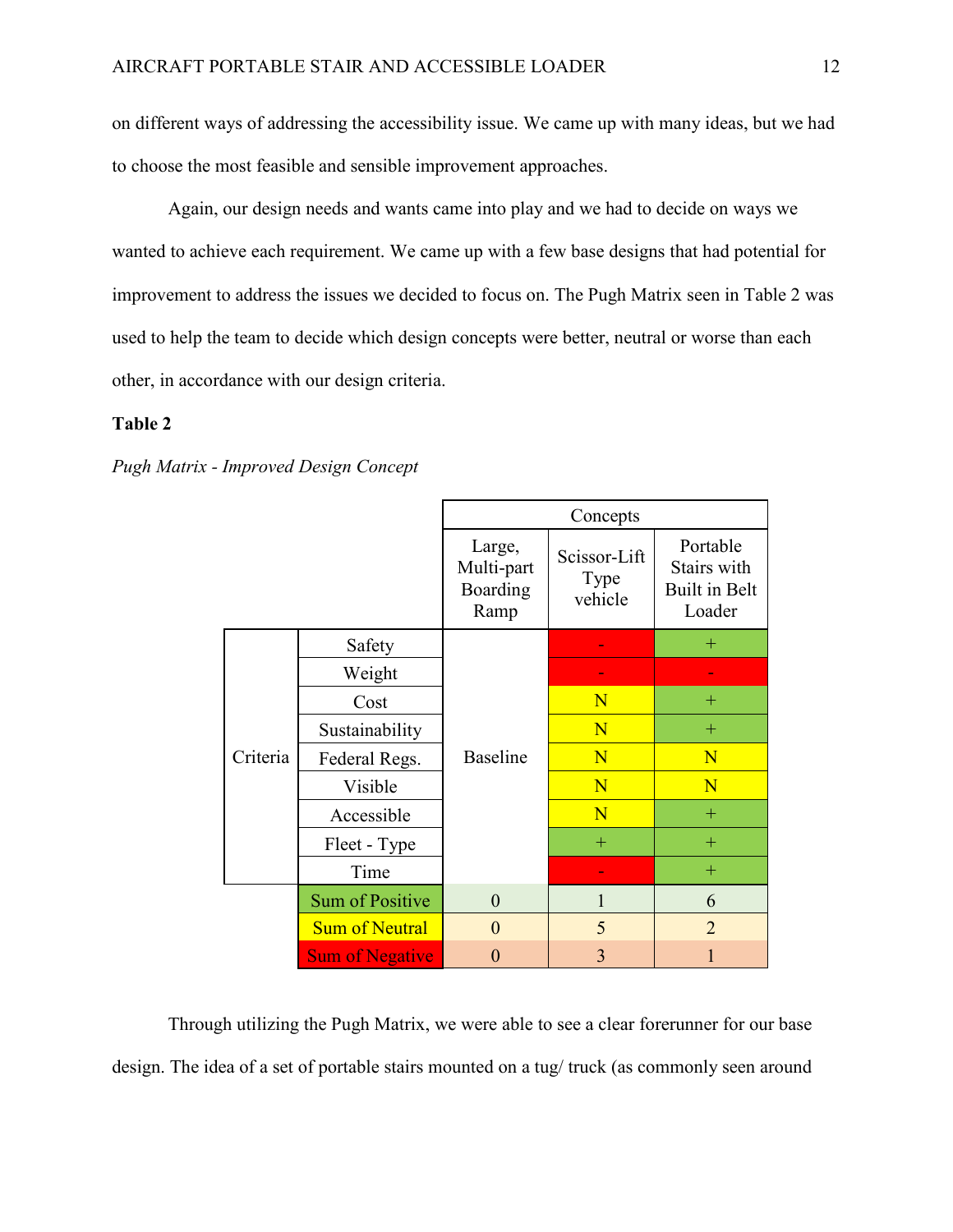on different ways of addressing the accessibility issue. We came up with many ideas, but we had to choose the most feasible and sensible improvement approaches.

Again, our design needs and wants came into play and we had to decide on ways we wanted to achieve each requirement. We came up with a few base designs that had potential for improvement to address the issues we decided to focus on. The Pugh Matrix seen in Table 2 was used to help the team to decide which design concepts were better, neutral or worse than each other, in accordance with our design criteria.

**Table 2**

*Pugh Matrix - Improved Design Concept*

| | | Concepts | | |
|---|---|---|---|---|
| | | Large, Multi-part Boarding Ramp | Scissor-Lift Type vehicle | Portable Stairs with Built in Belt Loader |
| Criteria | Safety | Baseline | - | + |
| | Weight | | - | - |
| | Cost | | N | + |
| | Sustainability | | N | + |
| | Federal Regs. | | N | N |
| | Visible | | N | N |
| | Accessible | | N | + |
| | Fleet - Type | | + | + |
| | Time | | - | + |
| | Sum of Positive | 0 | 1 | 6 |
| | Sum of Neutral | 0 | 5 | 2 |
| | Sum of Negative | 0 | 3 | 1 |

Through utilizing the Pugh Matrix, we were able to see a clear forerunner for our base design. The idea of a set of portable stairs mounted on a tug/ truck (as commonly seen around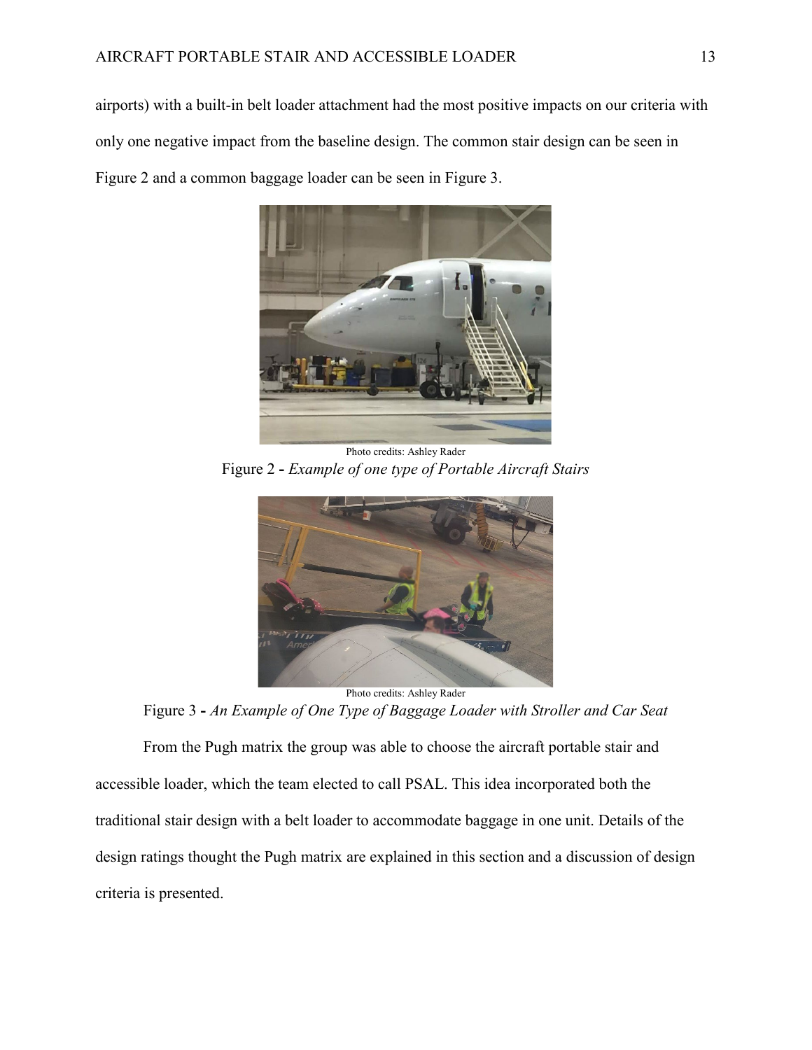airports) with a built-in belt loader attachment had the most positive impacts on our criteria with only one negative impact from the baseline design. The common stair design can be seen in Figure 2 and a common baggage loader can be seen in Figure 3.

Photo credits: Ashley Rader

Figure 2 **-** *Example of one type of Portable Aircraft Stairs*

Photo credits: Ashley Rader

Figure 3 **-** *An Example of One Type of Baggage Loader with Stroller and Car Seat*

From the Pugh matrix the group was able to choose the aircraft portable stair and accessible loader, which the team elected to call PSAL. This idea incorporated both the traditional stair design with a belt loader to accommodate baggage in one unit. Details of the design ratings thought the Pugh matrix are explained in this section and a discussion of design criteria is presented.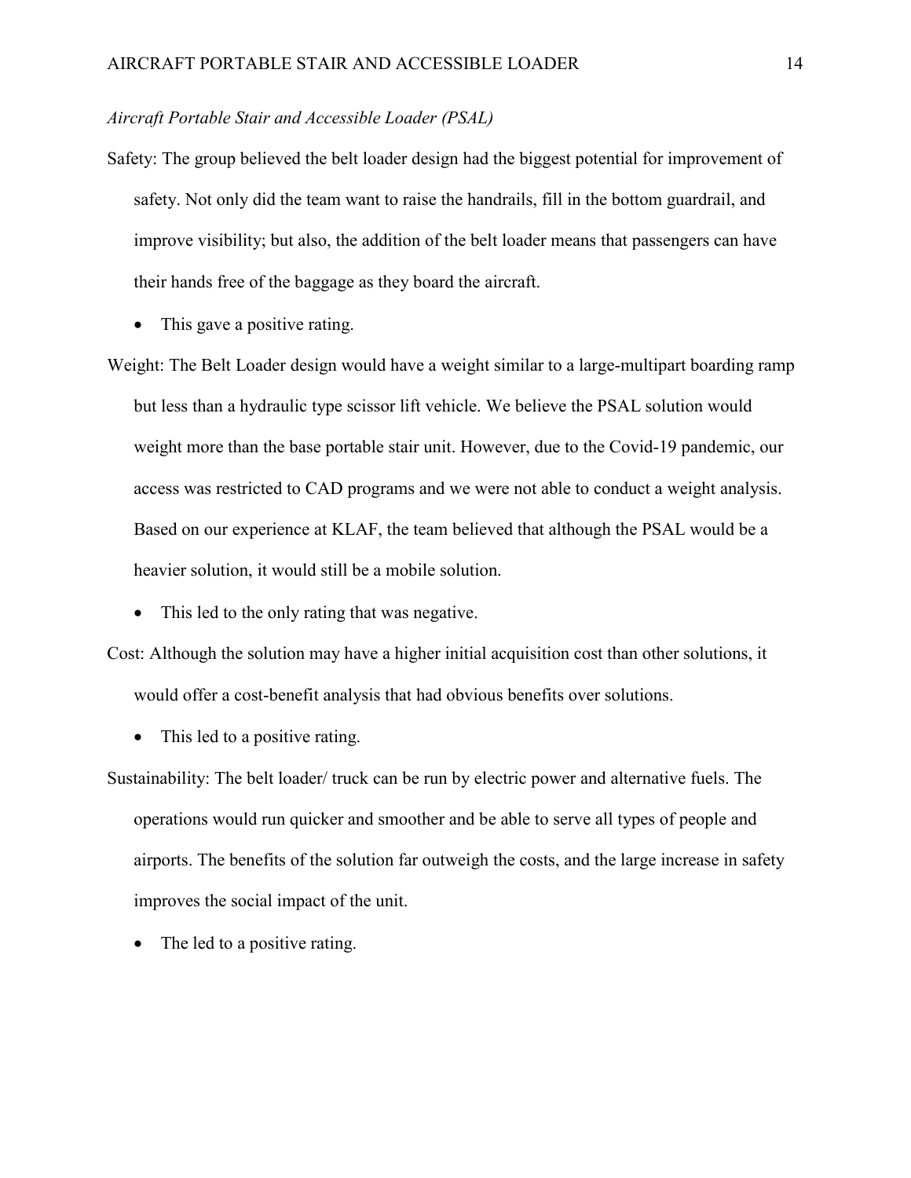*Aircraft Portable Stair and Accessible Loader (PSAL)*

Safety: The group believed the belt loader design had the biggest potential for improvement of safety. Not only did the team want to raise the handrails, fill in the bottom guardrail, and improve visibility; but also, the addition of the belt loader means that passengers can have their hands free of the baggage as they board the aircraft.

- This gave a positive rating.

Weight: The Belt Loader design would have a weight similar to a large-multipart boarding ramp but less than a hydraulic type scissor lift vehicle. We believe the PSAL solution would weight more than the base portable stair unit. However, due to the Covid-19 pandemic, our access was restricted to CAD programs and we were not able to conduct a weight analysis. Based on our experience at KLAF, the team believed that although the PSAL would be a heavier solution, it would still be a mobile solution.

- This led to the only rating that was negative.

Cost: Although the solution may have a higher initial acquisition cost than other solutions, it would offer a cost-benefit analysis that had obvious benefits over solutions.

- This led to a positive rating.

Sustainability: The belt loader/ truck can be run by electric power and alternative fuels. The operations would run quicker and smoother and be able to serve all types of people and airports. The benefits of the solution far outweigh the costs, and the large increase in safety improves the social impact of the unit.

- The led to a positive rating.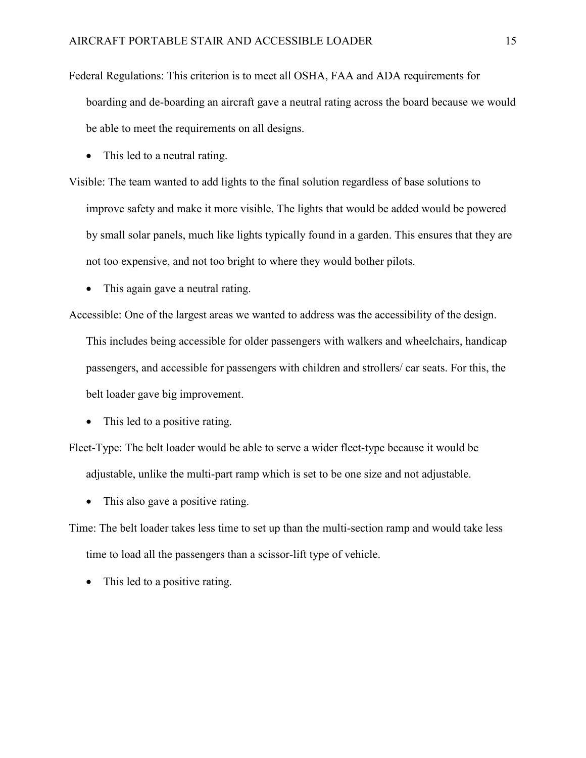Federal Regulations: This criterion is to meet all OSHA, FAA and ADA requirements for boarding and de-boarding an aircraft gave a neutral rating across the board because we would be able to meet the requirements on all designs.

- This led to a neutral rating.

Visible: The team wanted to add lights to the final solution regardless of base solutions to improve safety and make it more visible. The lights that would be added would be powered by small solar panels, much like lights typically found in a garden. This ensures that they are not too expensive, and not too bright to where they would bother pilots.

- This again gave a neutral rating.

Accessible: One of the largest areas we wanted to address was the accessibility of the design. This includes being accessible for older passengers with walkers and wheelchairs, handicap passengers, and accessible for passengers with children and strollers/ car seats. For this, the belt loader gave big improvement.

- This led to a positive rating.

Fleet-Type: The belt loader would be able to serve a wider fleet-type because it would be adjustable, unlike the multi-part ramp which is set to be one size and not adjustable.

- This also gave a positive rating.

Time: The belt loader takes less time to set up than the multi-section ramp and would take less time to load all the passengers than a scissor-lift type of vehicle.

- This led to a positive rating.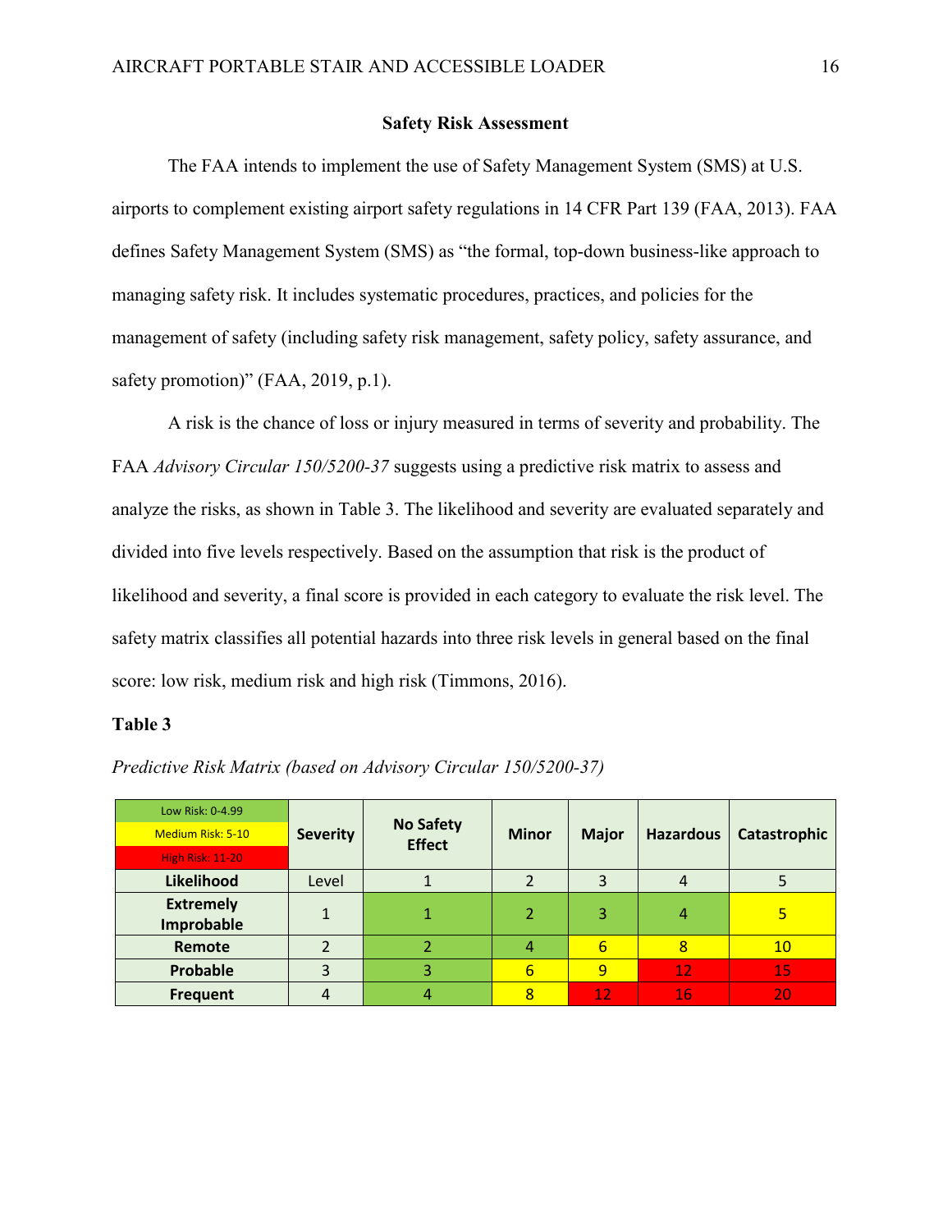## Safety Risk Assessment

The FAA intends to implement the use of Safety Management System (SMS) at U.S. airports to complement existing airport safety regulations in 14 CFR Part 139 (FAA, 2013). FAA defines Safety Management System (SMS) as "the formal, top-down business-like approach to managing safety risk. It includes systematic procedures, practices, and policies for the management of safety (including safety risk management, safety policy, safety assurance, and safety promotion)" (FAA, 2019, p.1).

A risk is the chance of loss or injury measured in terms of severity and probability. The FAA *Advisory Circular 150/5200-37* suggests using a predictive risk matrix to assess and analyze the risks, as shown in Table 3. The likelihood and severity are evaluated separately and divided into five levels respectively. Based on the assumption that risk is the product of likelihood and severity, a final score is provided in each category to evaluate the risk level. The safety matrix classifies all potential hazards into three risk levels in general based on the final score: low risk, medium risk and high risk (Timmons, 2016).

**Table 3**

*Predictive Risk Matrix (based on Advisory Circular 150/5200-37)*

| Low Risk: 0-4.99<br>Medium Risk: 5-10<br>High Risk: 11-20 | Severity | No Safety Effect | Minor | Major | Hazardous | Catastrophic |
|---|---|---|---|---|---|---|
| **Likelihood** | Level | 1 | 2 | 3 | 4 | 5 |
| **Extremely Improbable** | 1 | 1 | 2 | 3 | 4 | 5 |
| **Remote** | 2 | 2 | 4 | 6 | 8 | 10 |
| **Probable** | 3 | 3 | 6 | 9 | 12 | 15 |
| **Frequent** | 4 | 4 | 8 | 12 | 16 | 20 |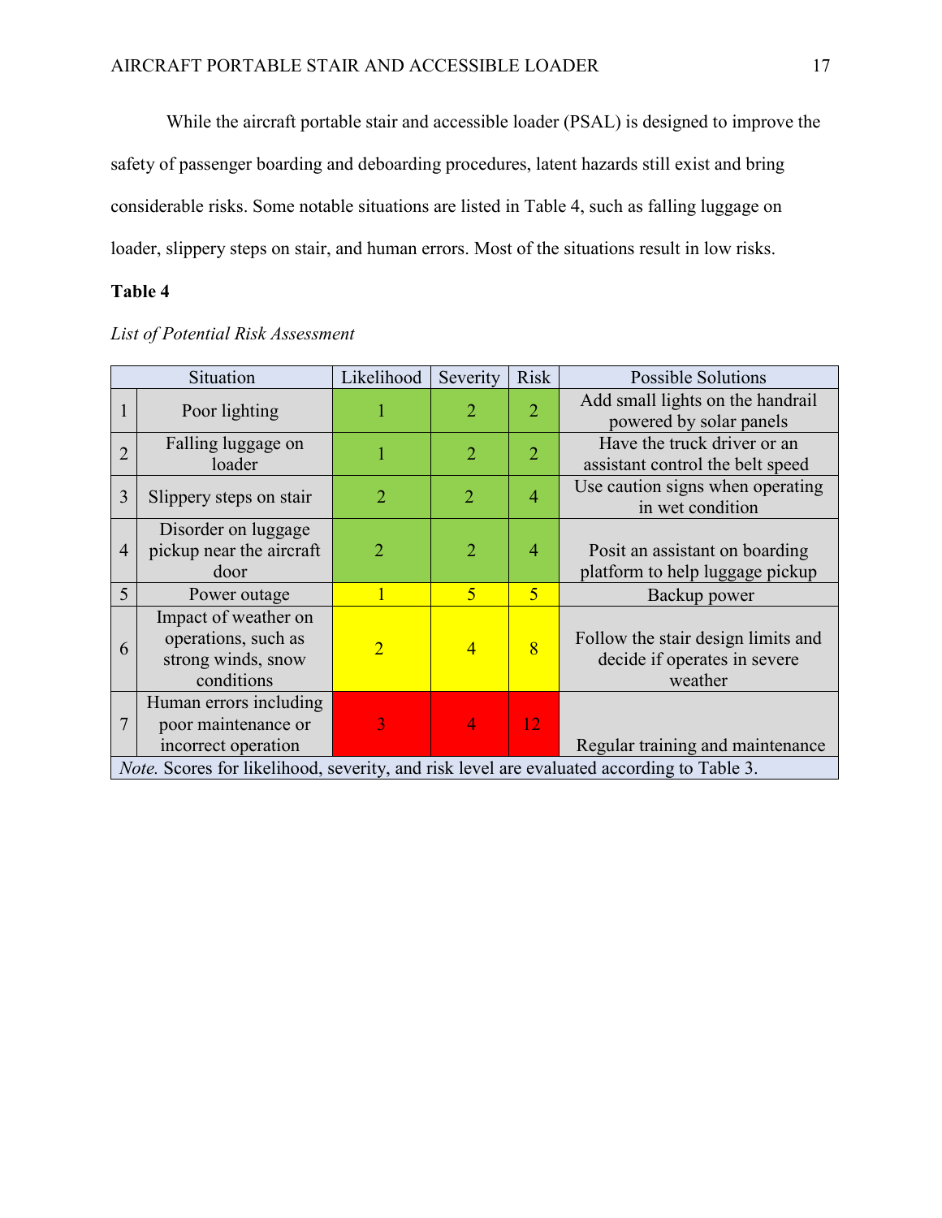While the aircraft portable stair and accessible loader (PSAL) is designed to improve the safety of passenger boarding and deboarding procedures, latent hazards still exist and bring considerable risks. Some notable situations are listed in Table 4, such as falling luggage on loader, slippery steps on stair, and human errors. Most of the situations result in low risks.

**Table 4**

*List of Potential Risk Assessment*

| | Situation | Likelihood | Severity | Risk | Possible Solutions |
|---|---|---|---|---|---|
| 1 | Poor lighting | 1 | 2 | 2 | Add small lights on the handrail powered by solar panels |
| 2 | Falling luggage on loader | 1 | 2 | 2 | Have the truck driver or an assistant control the belt speed |
| 3 | Slippery steps on stair | 2 | 2 | 4 | Use caution signs when operating in wet condition |
| 4 | Disorder on luggage pickup near the aircraft door | 2 | 2 | 4 | Posit an assistant on boarding platform to help luggage pickup |
| 5 | Power outage | 1 | 5 | 5 | Backup power |
| 6 | Impact of weather on operations, such as strong winds, snow conditions | 2 | 4 | 8 | Follow the stair design limits and decide if operates in severe weather |
| 7 | Human errors including poor maintenance or incorrect operation | 3 | 4 | 12 | Regular training and maintenance |

*Note.* Scores for likelihood, severity, and risk level are evaluated according to Table 3.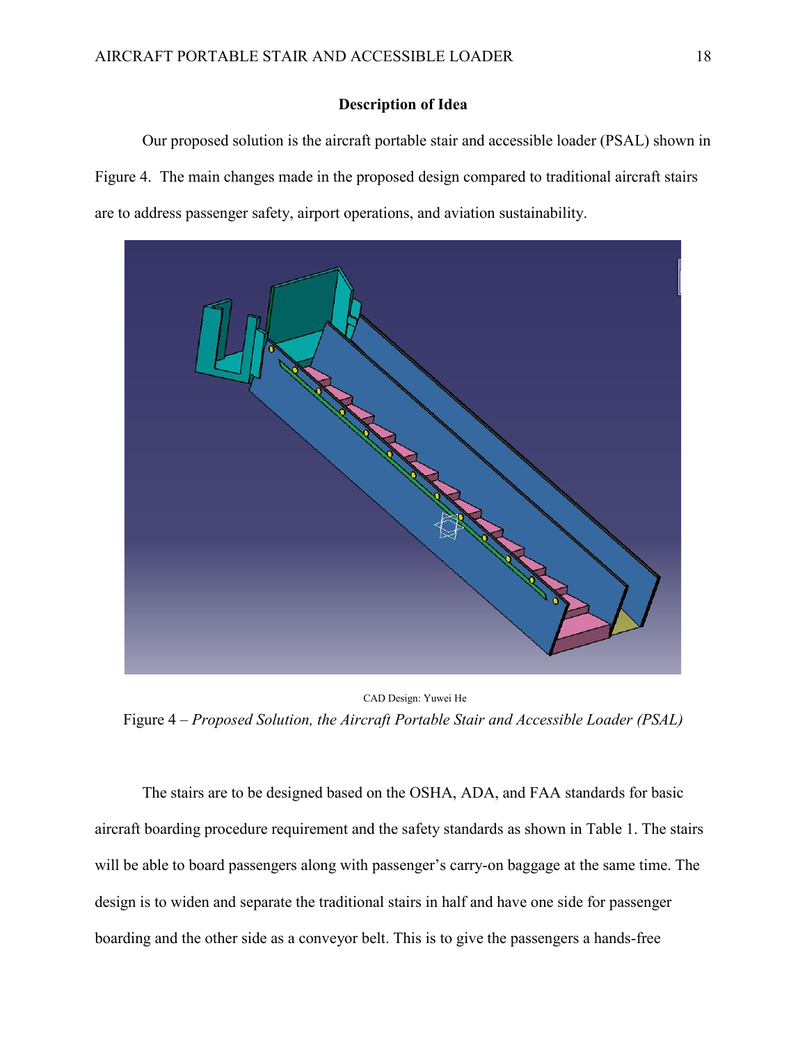## Description of Idea

Our proposed solution is the aircraft portable stair and accessible loader (PSAL) shown in Figure 4. The main changes made in the proposed design compared to traditional aircraft stairs are to address passenger safety, airport operations, and aviation sustainability.

CAD Design: Yuwei He

Figure 4 – *Proposed Solution, the Aircraft Portable Stair and Accessible Loader (PSAL)*

The stairs are to be designed based on the OSHA, ADA, and FAA standards for basic aircraft boarding procedure requirement and the safety standards as shown in Table 1. The stairs will be able to board passengers along with passenger's carry-on baggage at the same time. The design is to widen and separate the traditional stairs in half and have one side for passenger boarding and the other side as a conveyor belt. This is to give the passengers a hands-free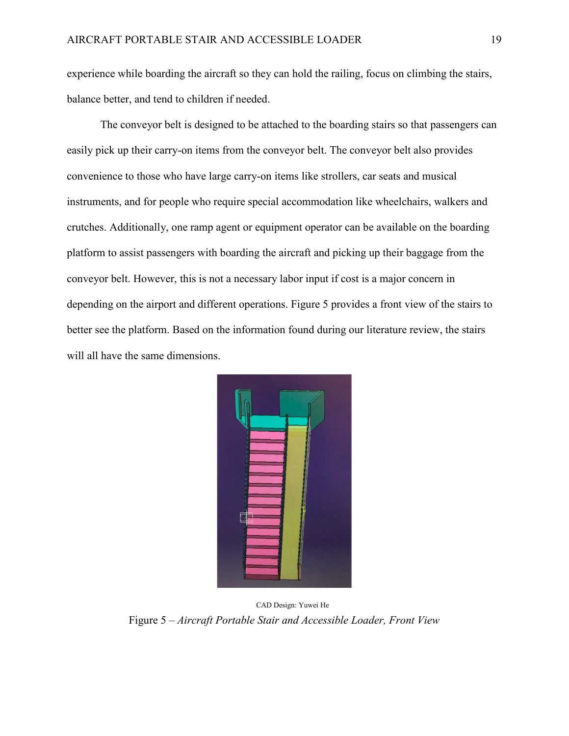experience while boarding the aircraft so they can hold the railing, focus on climbing the stairs, balance better, and tend to children if needed.

The conveyor belt is designed to be attached to the boarding stairs so that passengers can easily pick up their carry-on items from the conveyor belt. The conveyor belt also provides convenience to those who have large carry-on items like strollers, car seats and musical instruments, and for people who require special accommodation like wheelchairs, walkers and crutches. Additionally, one ramp agent or equipment operator can be available on the boarding platform to assist passengers with boarding the aircraft and picking up their baggage from the conveyor belt. However, this is not a necessary labor input if cost is a major concern in depending on the airport and different operations. Figure 5 provides a front view of the stairs to better see the platform. Based on the information found during our literature review, the stairs will all have the same dimensions.

CAD Design: Yuwei He

Figure 5 – *Aircraft Portable Stair and Accessible Loader, Front View*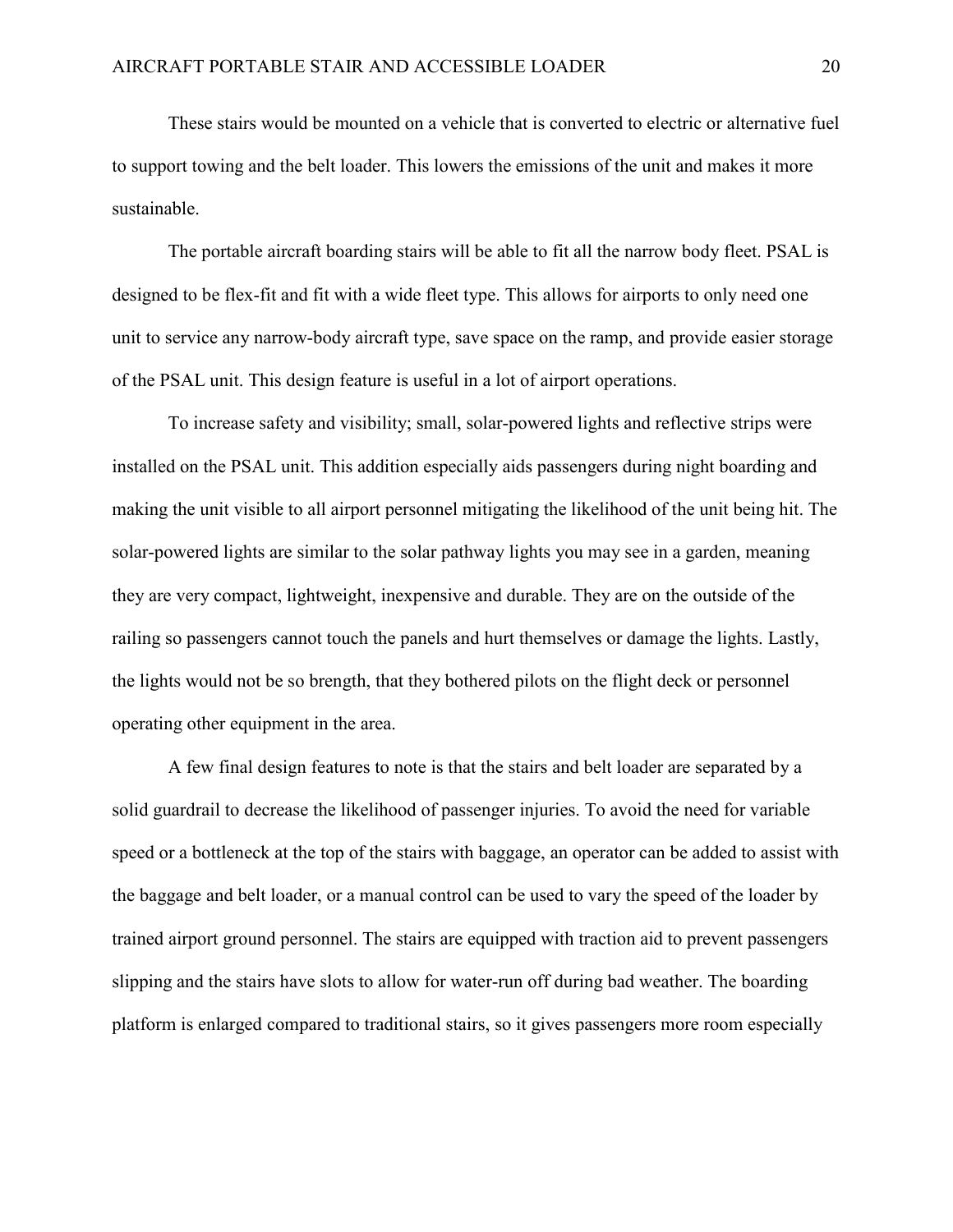These stairs would be mounted on a vehicle that is converted to electric or alternative fuel to support towing and the belt loader. This lowers the emissions of the unit and makes it more sustainable.

The portable aircraft boarding stairs will be able to fit all the narrow body fleet. PSAL is designed to be flex-fit and fit with a wide fleet type. This allows for airports to only need one unit to service any narrow-body aircraft type, save space on the ramp, and provide easier storage of the PSAL unit. This design feature is useful in a lot of airport operations.

To increase safety and visibility; small, solar-powered lights and reflective strips were installed on the PSAL unit. This addition especially aids passengers during night boarding and making the unit visible to all airport personnel mitigating the likelihood of the unit being hit. The solar-powered lights are similar to the solar pathway lights you may see in a garden, meaning they are very compact, lightweight, inexpensive and durable. They are on the outside of the railing so passengers cannot touch the panels and hurt themselves or damage the lights. Lastly, the lights would not be so brength, that they bothered pilots on the flight deck or personnel operating other equipment in the area.

A few final design features to note is that the stairs and belt loader are separated by a solid guardrail to decrease the likelihood of passenger injuries. To avoid the need for variable speed or a bottleneck at the top of the stairs with baggage, an operator can be added to assist with the baggage and belt loader, or a manual control can be used to vary the speed of the loader by trained airport ground personnel. The stairs are equipped with traction aid to prevent passengers slipping and the stairs have slots to allow for water-run off during bad weather. The boarding platform is enlarged compared to traditional stairs, so it gives passengers more room especially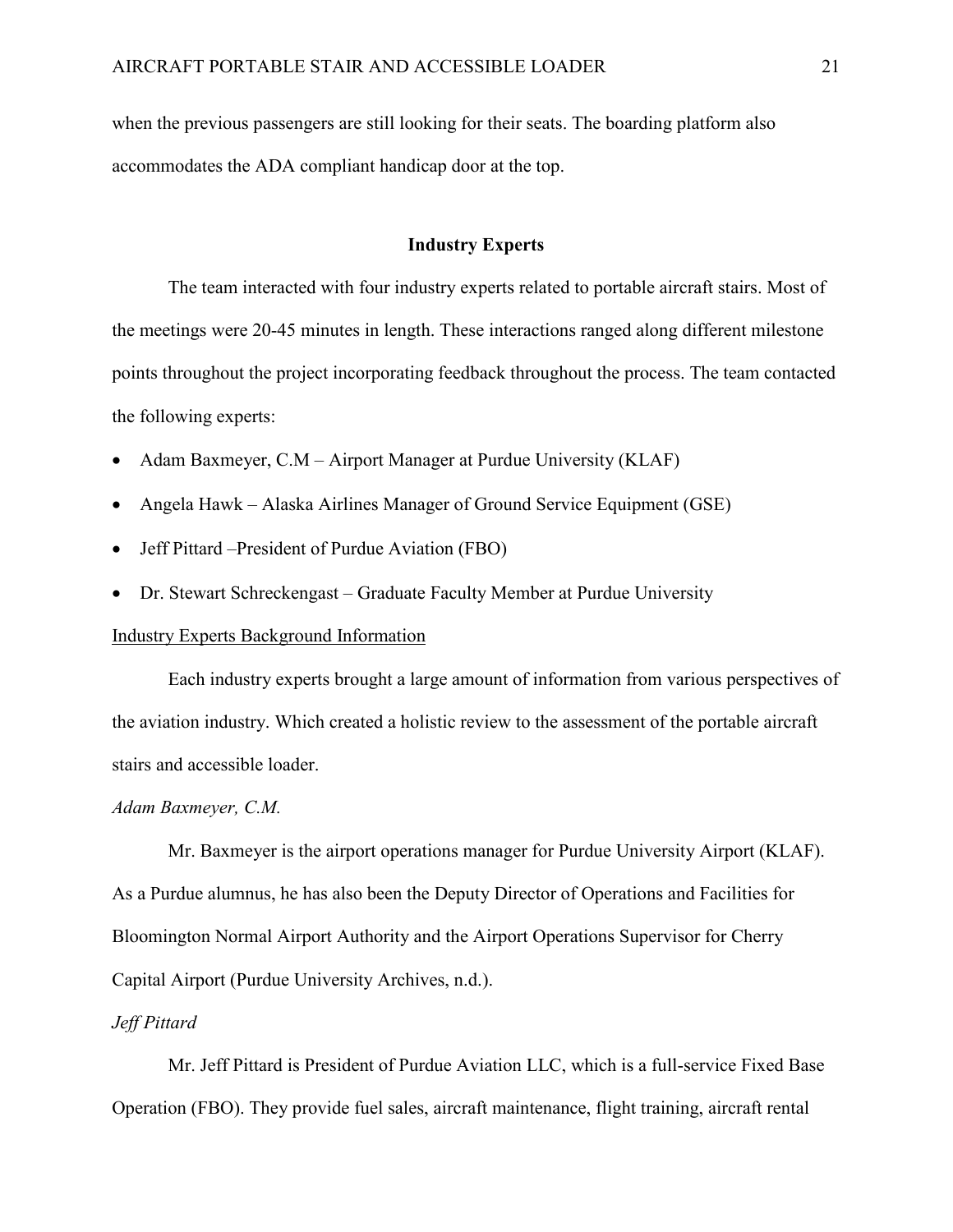when the previous passengers are still looking for their seats. The boarding platform also accommodates the ADA compliant handicap door at the top.

## Industry Experts

The team interacted with four industry experts related to portable aircraft stairs. Most of the meetings were 20-45 minutes in length. These interactions ranged along different milestone points throughout the project incorporating feedback throughout the process. The team contacted the following experts:

- Adam Baxmeyer, C.M – Airport Manager at Purdue University (KLAF)
- Angela Hawk – Alaska Airlines Manager of Ground Service Equipment (GSE)
- Jeff Pittard –President of Purdue Aviation (FBO)
- Dr. Stewart Schreckengast – Graduate Faculty Member at Purdue University

### Industry Experts Background Information

Each industry experts brought a large amount of information from various perspectives of the aviation industry. Which created a holistic review to the assessment of the portable aircraft stairs and accessible loader.

#### *Adam Baxmeyer, C.M.*

Mr. Baxmeyer is the airport operations manager for Purdue University Airport (KLAF). As a Purdue alumnus, he has also been the Deputy Director of Operations and Facilities for Bloomington Normal Airport Authority and the Airport Operations Supervisor for Cherry Capital Airport (Purdue University Archives, n.d.).

#### *Jeff Pittard*

Mr. Jeff Pittard is President of Purdue Aviation LLC, which is a full-service Fixed Base Operation (FBO). They provide fuel sales, aircraft maintenance, flight training, aircraft rental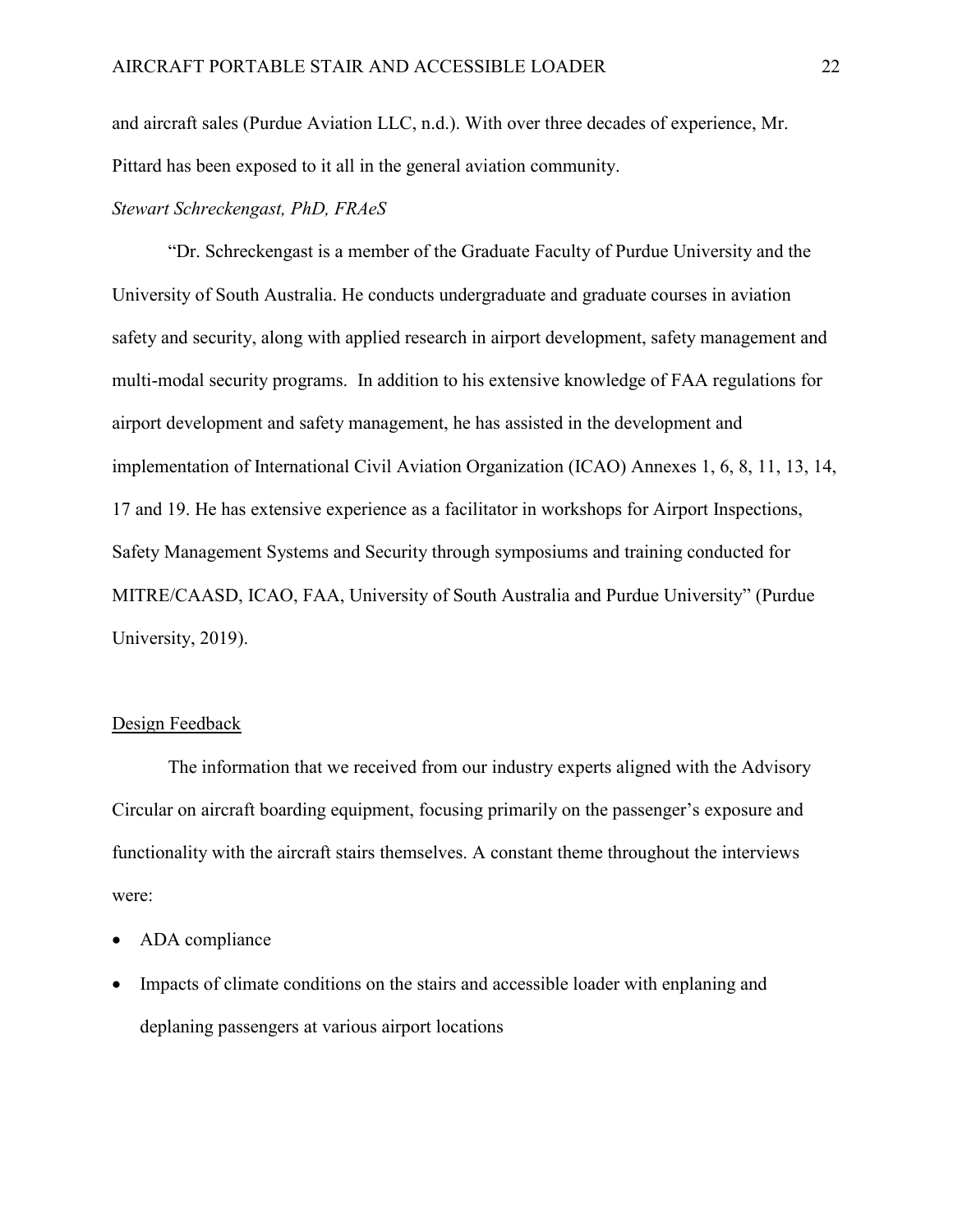and aircraft sales (Purdue Aviation LLC, n.d.). With over three decades of experience, Mr. Pittard has been exposed to it all in the general aviation community.

*Stewart Schreckengast, PhD, FRAeS*

"Dr. Schreckengast is a member of the Graduate Faculty of Purdue University and the University of South Australia. He conducts undergraduate and graduate courses in aviation safety and security, along with applied research in airport development, safety management and multi-modal security programs. In addition to his extensive knowledge of FAA regulations for airport development and safety management, he has assisted in the development and implementation of International Civil Aviation Organization (ICAO) Annexes 1, 6, 8, 11, 13, 14, 17 and 19. He has extensive experience as a facilitator in workshops for Airport Inspections, Safety Management Systems and Security through symposiums and training conducted for MITRE/CAASD, ICAO, FAA, University of South Australia and Purdue University" (Purdue University, 2019).

## Design Feedback

The information that we received from our industry experts aligned with the Advisory Circular on aircraft boarding equipment, focusing primarily on the passenger's exposure and functionality with the aircraft stairs themselves. A constant theme throughout the interviews were:

- ADA compliance
- Impacts of climate conditions on the stairs and accessible loader with enplaning and deplaning passengers at various airport locations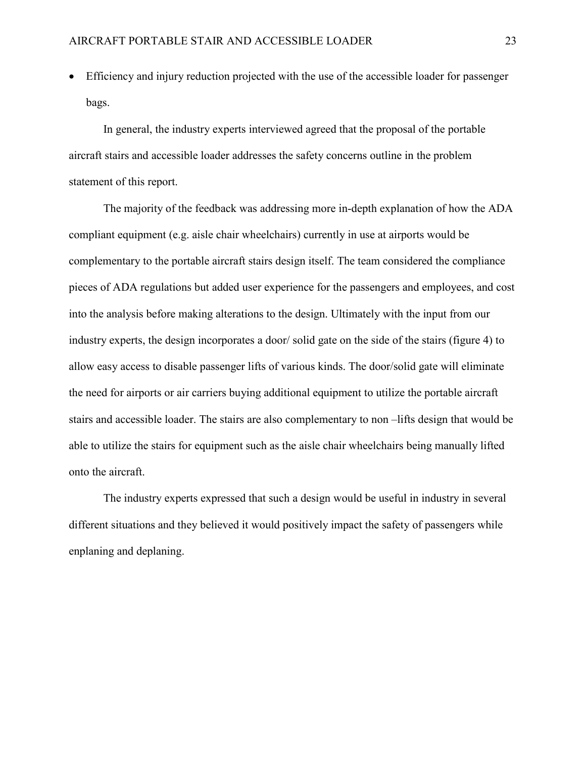- Efficiency and injury reduction projected with the use of the accessible loader for passenger bags.

In general, the industry experts interviewed agreed that the proposal of the portable aircraft stairs and accessible loader addresses the safety concerns outline in the problem statement of this report.

The majority of the feedback was addressing more in-depth explanation of how the ADA compliant equipment (e.g. aisle chair wheelchairs) currently in use at airports would be complementary to the portable aircraft stairs design itself. The team considered the compliance pieces of ADA regulations but added user experience for the passengers and employees, and cost into the analysis before making alterations to the design. Ultimately with the input from our industry experts, the design incorporates a door/ solid gate on the side of the stairs (figure 4) to allow easy access to disable passenger lifts of various kinds. The door/solid gate will eliminate the need for airports or air carriers buying additional equipment to utilize the portable aircraft stairs and accessible loader. The stairs are also complementary to non –lifts design that would be able to utilize the stairs for equipment such as the aisle chair wheelchairs being manually lifted onto the aircraft.

The industry experts expressed that such a design would be useful in industry in several different situations and they believed it would positively impact the safety of passengers while enplaning and deplaning.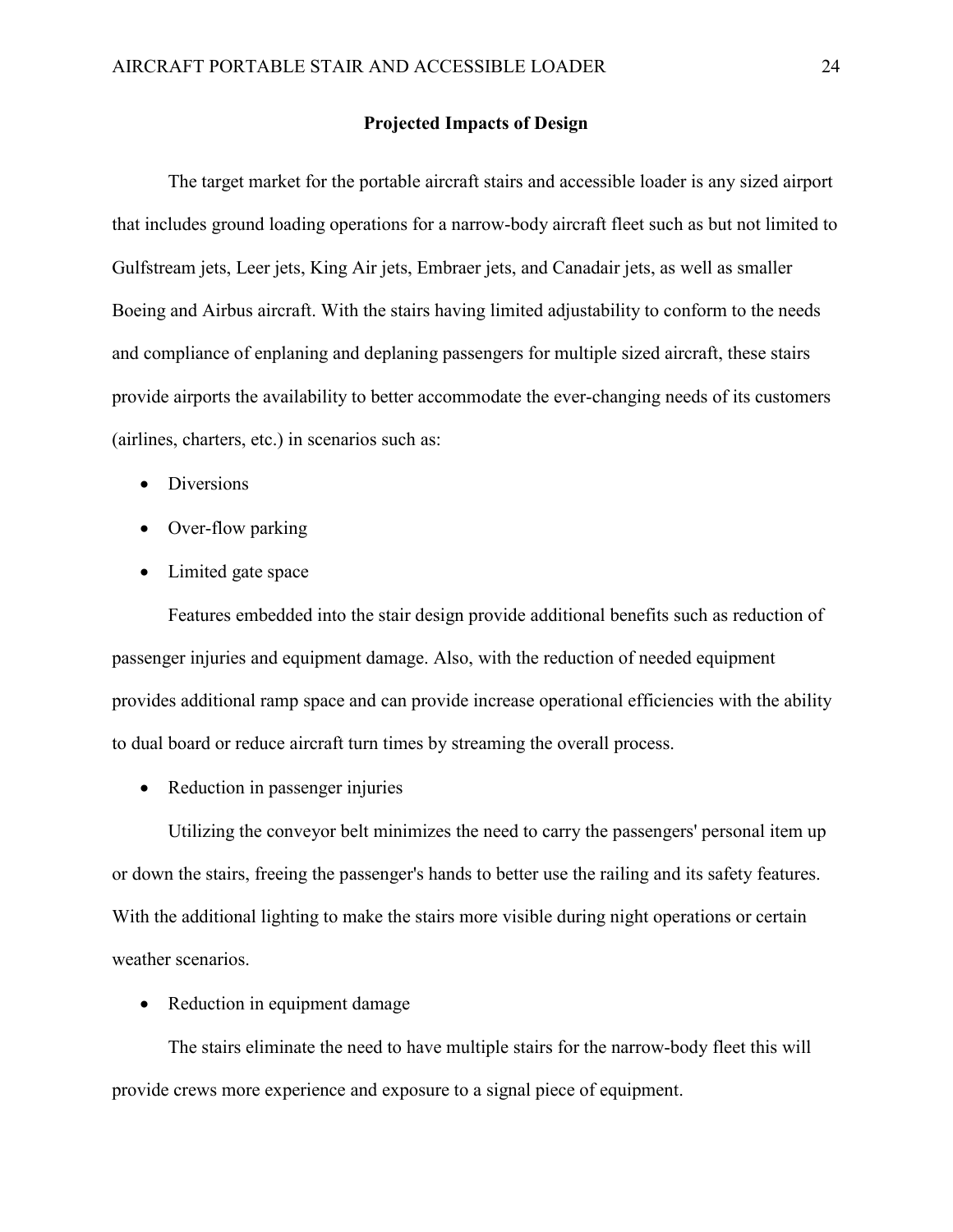## Projected Impacts of Design

The target market for the portable aircraft stairs and accessible loader is any sized airport that includes ground loading operations for a narrow-body aircraft fleet such as but not limited to Gulfstream jets, Leer jets, King Air jets, Embraer jets, and Canadair jets, as well as smaller Boeing and Airbus aircraft. With the stairs having limited adjustability to conform to the needs and compliance of enplaning and deplaning passengers for multiple sized aircraft, these stairs provide airports the availability to better accommodate the ever-changing needs of its customers (airlines, charters, etc.) in scenarios such as:

- Diversions
- Over-flow parking
- Limited gate space

Features embedded into the stair design provide additional benefits such as reduction of passenger injuries and equipment damage. Also, with the reduction of needed equipment provides additional ramp space and can provide increase operational efficiencies with the ability to dual board or reduce aircraft turn times by streaming the overall process.

- Reduction in passenger injuries

Utilizing the conveyor belt minimizes the need to carry the passengers' personal item up or down the stairs, freeing the passenger's hands to better use the railing and its safety features. With the additional lighting to make the stairs more visible during night operations or certain weather scenarios.

- Reduction in equipment damage

The stairs eliminate the need to have multiple stairs for the narrow-body fleet this will provide crews more experience and exposure to a signal piece of equipment.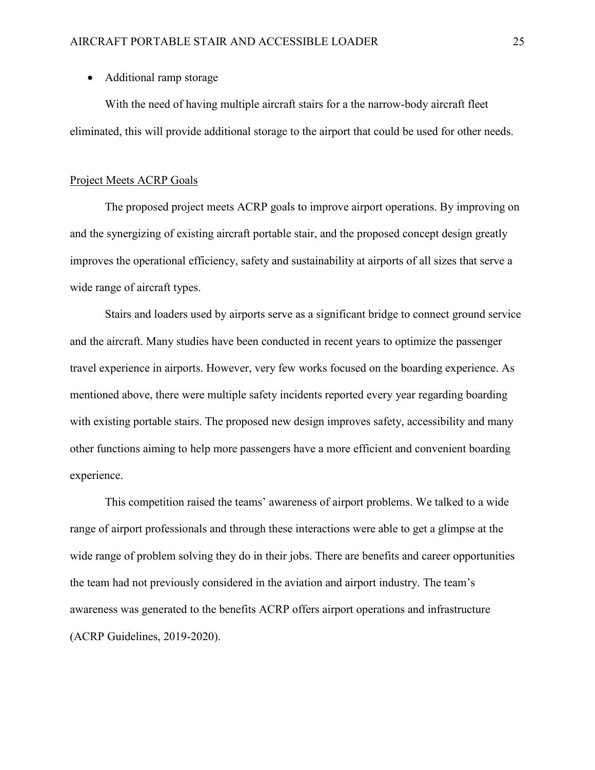- Additional ramp storage

With the need of having multiple aircraft stairs for a the narrow-body aircraft fleet eliminated, this will provide additional storage to the airport that could be used for other needs.

<u>Project Meets ACRP Goals</u>

The proposed project meets ACRP goals to improve airport operations. By improving on and the synergizing of existing aircraft portable stair, and the proposed concept design greatly improves the operational efficiency, safety and sustainability at airports of all sizes that serve a wide range of aircraft types.

Stairs and loaders used by airports serve as a significant bridge to connect ground service and the aircraft. Many studies have been conducted in recent years to optimize the passenger travel experience in airports. However, very few works focused on the boarding experience. As mentioned above, there were multiple safety incidents reported every year regarding boarding with existing portable stairs. The proposed new design improves safety, accessibility and many other functions aiming to help more passengers have a more efficient and convenient boarding experience.

This competition raised the teams' awareness of airport problems. We talked to a wide range of airport professionals and through these interactions were able to get a glimpse at the wide range of problem solving they do in their jobs. There are benefits and career opportunities the team had not previously considered in the aviation and airport industry. The team's awareness was generated to the benefits ACRP offers airport operations and infrastructure (ACRP Guidelines, 2019-2020).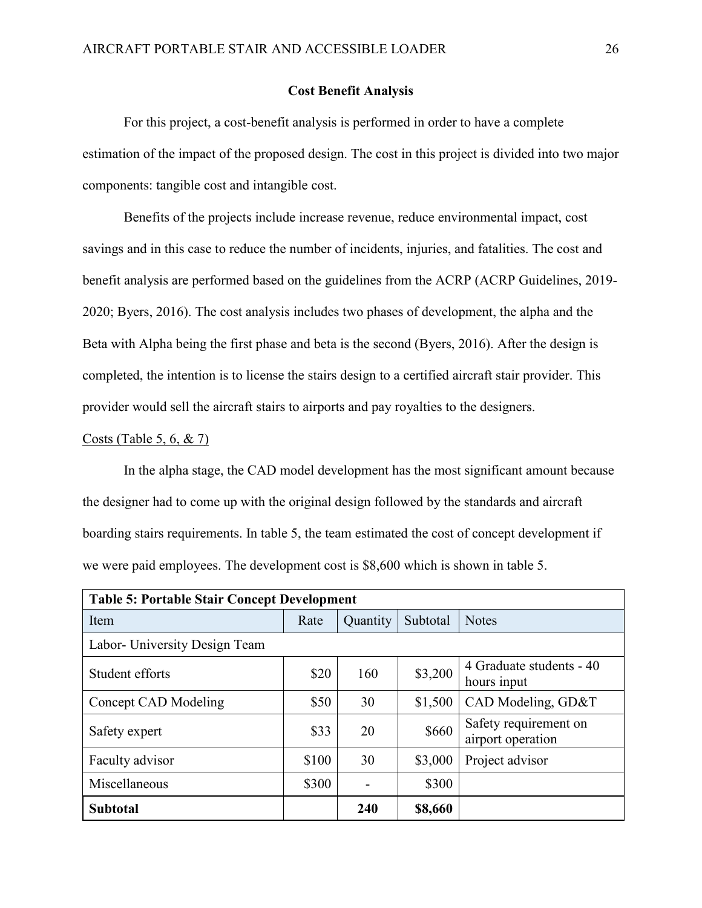## Cost Benefit Analysis

For this project, a cost-benefit analysis is performed in order to have a complete estimation of the impact of the proposed design. The cost in this project is divided into two major components: tangible cost and intangible cost.

Benefits of the projects include increase revenue, reduce environmental impact, cost savings and in this case to reduce the number of incidents, injuries, and fatalities. The cost and benefit analysis are performed based on the guidelines from the ACRP (ACRP Guidelines, 2019-2020; Byers, 2016). The cost analysis includes two phases of development, the alpha and the Beta with Alpha being the first phase and beta is the second (Byers, 2016). After the design is completed, the intention is to license the stairs design to a certified aircraft stair provider. This provider would sell the aircraft stairs to airports and pay royalties to the designers.

<u>Costs (Table 5, 6, & 7)</u>

In the alpha stage, the CAD model development has the most significant amount because the designer had to come up with the original design followed by the standards and aircraft boarding stairs requirements. In table 5, the team estimated the cost of concept development if we were paid employees. The development cost is $8,600 which is shown in table 5.

| **Table 5: Portable Stair Concept Development** | | | | |
|---|---|---|---|---|
| Item | Rate | Quantity | Subtotal | Notes |
| Labor- University Design Team | | | | |
| Student efforts | $20 | 160 | $3,200 | 4 Graduate students - 40 hours input |
| Concept CAD Modeling | $50 | 30 | $1,500 | CAD Modeling, GD&T |
| Safety expert | $33 | 20 | $660 | Safety requirement on airport operation |
| Faculty advisor | $100 | 30 | $3,000 | Project advisor |
| Miscellaneous | $300 | - | $300 | |
| **Subtotal** | | **240** | **$8,660** | |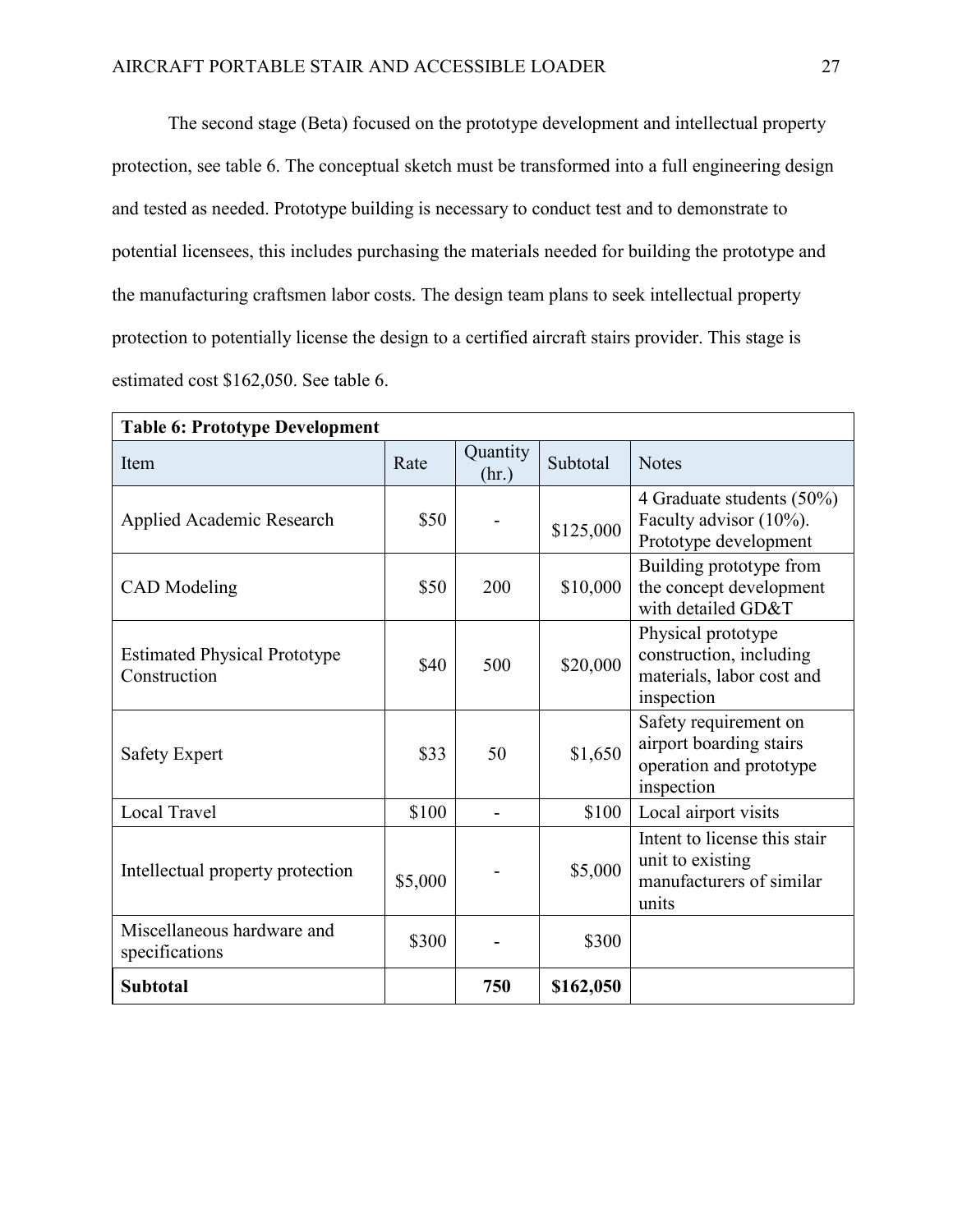The second stage (Beta) focused on the prototype development and intellectual property protection, see table 6. The conceptual sketch must be transformed into a full engineering design and tested as needed. Prototype building is necessary to conduct test and to demonstrate to potential licensees, this includes purchasing the materials needed for building the prototype and the manufacturing craftsmen labor costs. The design team plans to seek intellectual property protection to potentially license the design to a certified aircraft stairs provider. This stage is estimated cost $162,050. See table 6.

**Table 6: Prototype Development**

| Item | Rate | Quantity (hr.) | Subtotal | Notes |
|---|---|---|---|---|
| Applied Academic Research | $50 | - | $125,000 | 4 Graduate students (50%) Faculty advisor (10%). Prototype development |
| CAD Modeling | $50 | 200 | $10,000 | Building prototype from the concept development with detailed GD&T |
| Estimated Physical Prototype Construction | $40 | 500 | $20,000 | Physical prototype construction, including materials, labor cost and inspection |
| Safety Expert | $33 | 50 | $1,650 | Safety requirement on airport boarding stairs operation and prototype inspection |
| Local Travel | $100 | - | $100 | Local airport visits |
| Intellectual property protection | $5,000 | - | $5,000 | Intent to license this stair unit to existing manufacturers of similar units |
| Miscellaneous hardware and specifications | $300 | - | $300 | |
| **Subtotal** | | **750** | **$162,050** | |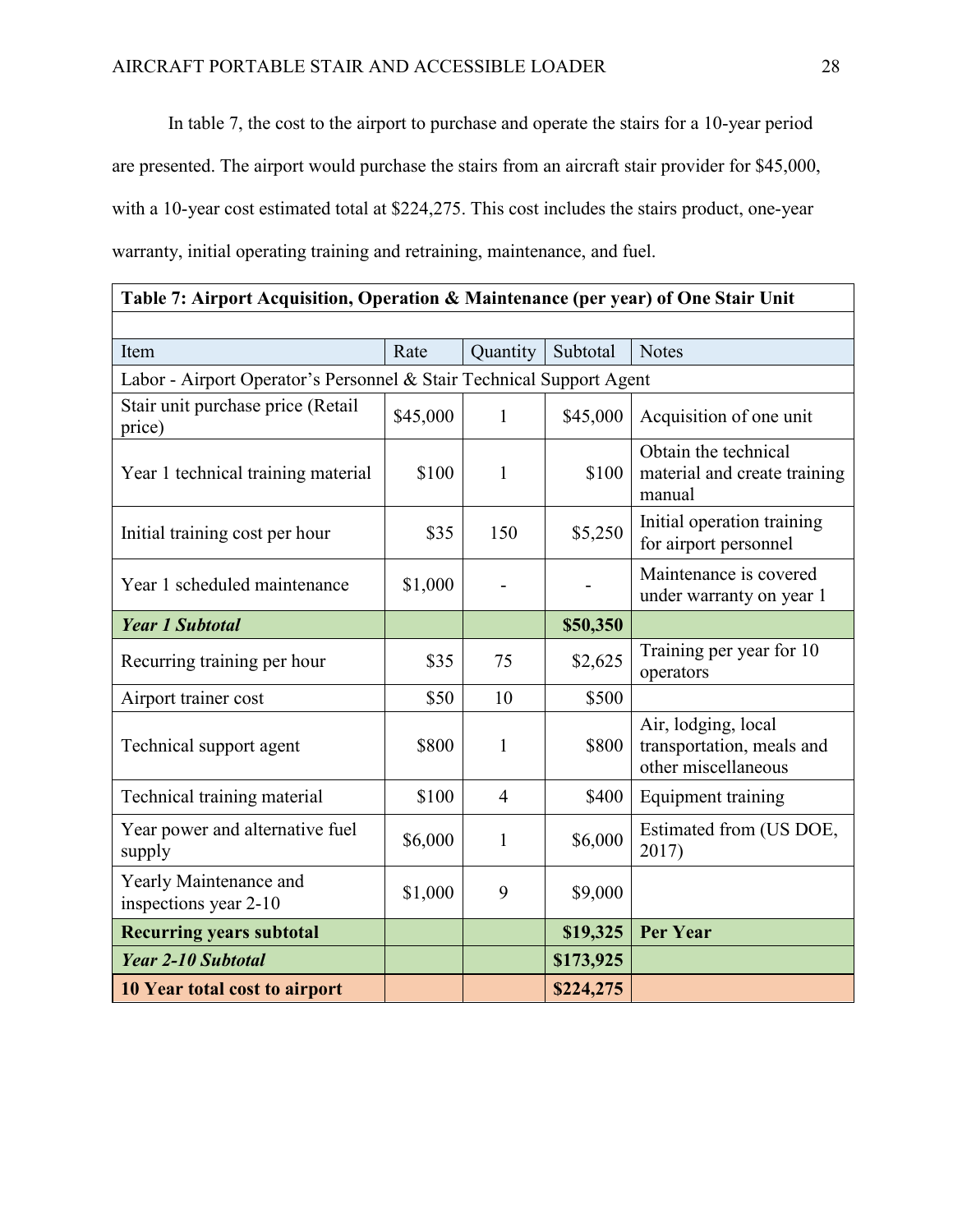In table 7, the cost to the airport to purchase and operate the stairs for a 10-year period are presented. The airport would purchase the stairs from an aircraft stair provider for $45,000, with a 10-year cost estimated total at $224,275. This cost includes the stairs product, one-year warranty, initial operating training and retraining, maintenance, and fuel.

| **Table 7: Airport Acquisition, Operation & Maintenance (per year) of One Stair Unit** | | | | |
|---|---|---|---|---|
| | | | | |
| Item | Rate | Quantity | Subtotal | Notes |
| Labor - Airport Operator's Personnel & Stair Technical Support Agent | | | | |
| Stair unit purchase price (Retail price) | $45,000 | 1 | $45,000 | Acquisition of one unit |
| Year 1 technical training material | $100 | 1 | $100 | Obtain the technical material and create training manual |
| Initial training cost per hour | $35 | 150 | $5,250 | Initial operation training for airport personnel |
| Year 1 scheduled maintenance | $1,000 | - | - | Maintenance is covered under warranty on year 1 |
| ***Year 1 Subtotal*** | | | **$50,350** | |
| Recurring training per hour | $35 | 75 | $2,625 | Training per year for 10 operators |
| Airport trainer cost | $50 | 10 | $500 | |
| Technical support agent | $800 | 1 | $800 | Air, lodging, local transportation, meals and other miscellaneous |
| Technical training material | $100 | 4 | $400 | Equipment training |
| Year power and alternative fuel supply | $6,000 | 1 | $6,000 | Estimated from (US DOE, 2017) |
| Yearly Maintenance and inspections year 2-10 | $1,000 | 9 | $9,000 | |
| **Recurring years subtotal** | | | **$19,325** | **Per Year** |
| ***Year 2-10 Subtotal*** | | | **$173,925** | |
| **10 Year total cost to airport** | | | **$224,275** | |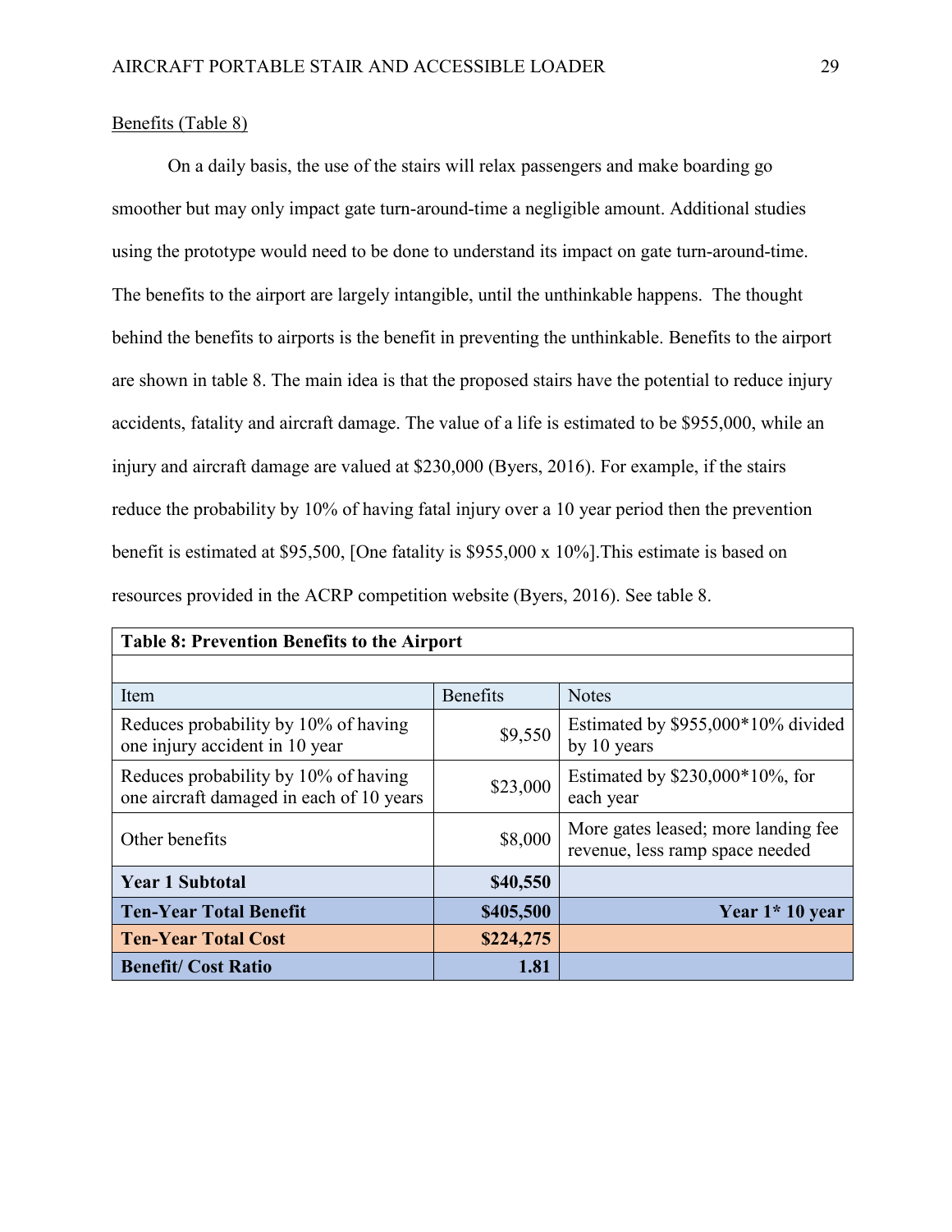Benefits (Table 8)

On a daily basis, the use of the stairs will relax passengers and make boarding go smoother but may only impact gate turn-around-time a negligible amount. Additional studies using the prototype would need to be done to understand its impact on gate turn-around-time. The benefits to the airport are largely intangible, until the unthinkable happens. The thought behind the benefits to airports is the benefit in preventing the unthinkable. Benefits to the airport are shown in table 8. The main idea is that the proposed stairs have the potential to reduce injury accidents, fatality and aircraft damage. The value of a life is estimated to be $955,000, while an injury and aircraft damage are valued at $230,000 (Byers, 2016). For example, if the stairs reduce the probability by 10% of having fatal injury over a 10 year period then the prevention benefit is estimated at $95,500, [One fatality is $955,000 x 10%].This estimate is based on resources provided in the ACRP competition website (Byers, 2016). See table 8.

| **Table 8: Prevention Benefits to the Airport** | | |
|---|---|---|
| | | |
| Item | Benefits | Notes |
| Reduces probability by 10% of having one injury accident in 10 year | $9,550 | Estimated by $955,000*10% divided by 10 years |
| Reduces probability by 10% of having one aircraft damaged in each of 10 years | $23,000 | Estimated by $230,000*10%, for each year |
| Other benefits | $8,000 | More gates leased; more landing fee revenue, less ramp space needed |
| **Year 1 Subtotal** | **$40,550** | |
| **Ten-Year Total Benefit** | **$405,500** | **Year 1* 10 year** |
| **Ten-Year Total Cost** | **$224,275** | |
| **Benefit/ Cost Ratio** | **1.81** | |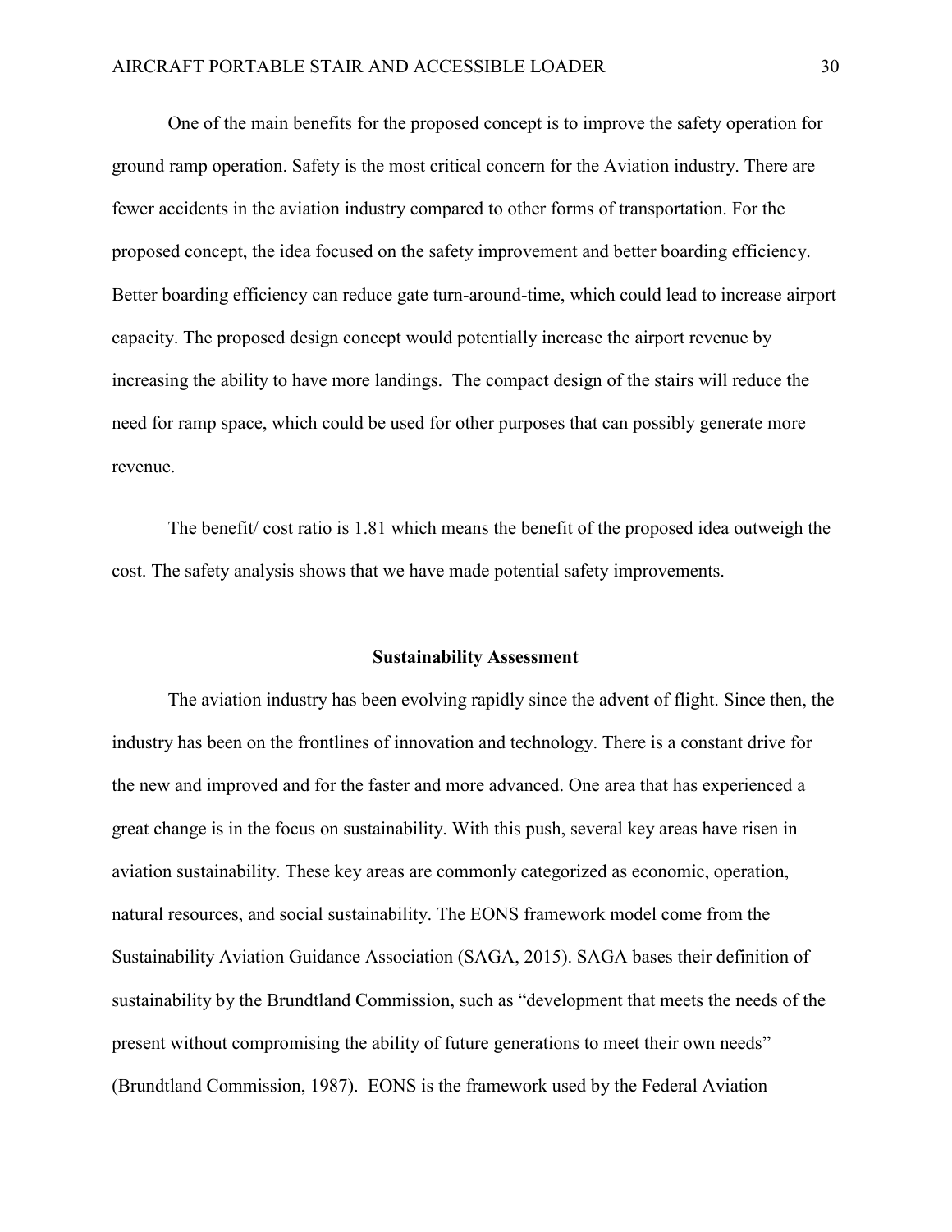One of the main benefits for the proposed concept is to improve the safety operation for ground ramp operation. Safety is the most critical concern for the Aviation industry. There are fewer accidents in the aviation industry compared to other forms of transportation. For the proposed concept, the idea focused on the safety improvement and better boarding efficiency. Better boarding efficiency can reduce gate turn-around-time, which could lead to increase airport capacity. The proposed design concept would potentially increase the airport revenue by increasing the ability to have more landings. The compact design of the stairs will reduce the need for ramp space, which could be used for other purposes that can possibly generate more revenue.

The benefit/ cost ratio is 1.81 which means the benefit of the proposed idea outweigh the cost. The safety analysis shows that we have made potential safety improvements.

## Sustainability Assessment

The aviation industry has been evolving rapidly since the advent of flight. Since then, the industry has been on the frontlines of innovation and technology. There is a constant drive for the new and improved and for the faster and more advanced. One area that has experienced a great change is in the focus on sustainability. With this push, several key areas have risen in aviation sustainability. These key areas are commonly categorized as economic, operation, natural resources, and social sustainability. The EONS framework model come from the Sustainability Aviation Guidance Association (SAGA, 2015). SAGA bases their definition of sustainability by the Brundtland Commission, such as "development that meets the needs of the present without compromising the ability of future generations to meet their own needs" (Brundtland Commission, 1987). EONS is the framework used by the Federal Aviation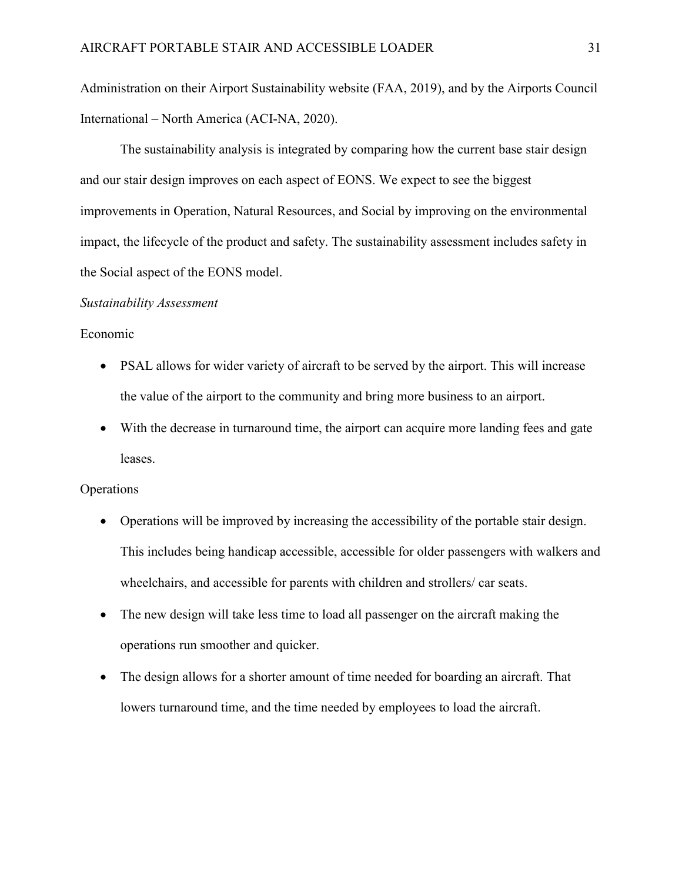Administration on their Airport Sustainability website (FAA, 2019), and by the Airports Council International – North America (ACI-NA, 2020).

The sustainability analysis is integrated by comparing how the current base stair design and our stair design improves on each aspect of EONS. We expect to see the biggest improvements in Operation, Natural Resources, and Social by improving on the environmental impact, the lifecycle of the product and safety. The sustainability assessment includes safety in the Social aspect of the EONS model.

*Sustainability Assessment*

Economic

- PSAL allows for wider variety of aircraft to be served by the airport. This will increase the value of the airport to the community and bring more business to an airport.
- With the decrease in turnaround time, the airport can acquire more landing fees and gate leases.

Operations

- Operations will be improved by increasing the accessibility of the portable stair design. This includes being handicap accessible, accessible for older passengers with walkers and wheelchairs, and accessible for parents with children and strollers/ car seats.
- The new design will take less time to load all passenger on the aircraft making the operations run smoother and quicker.
- The design allows for a shorter amount of time needed for boarding an aircraft. That lowers turnaround time, and the time needed by employees to load the aircraft.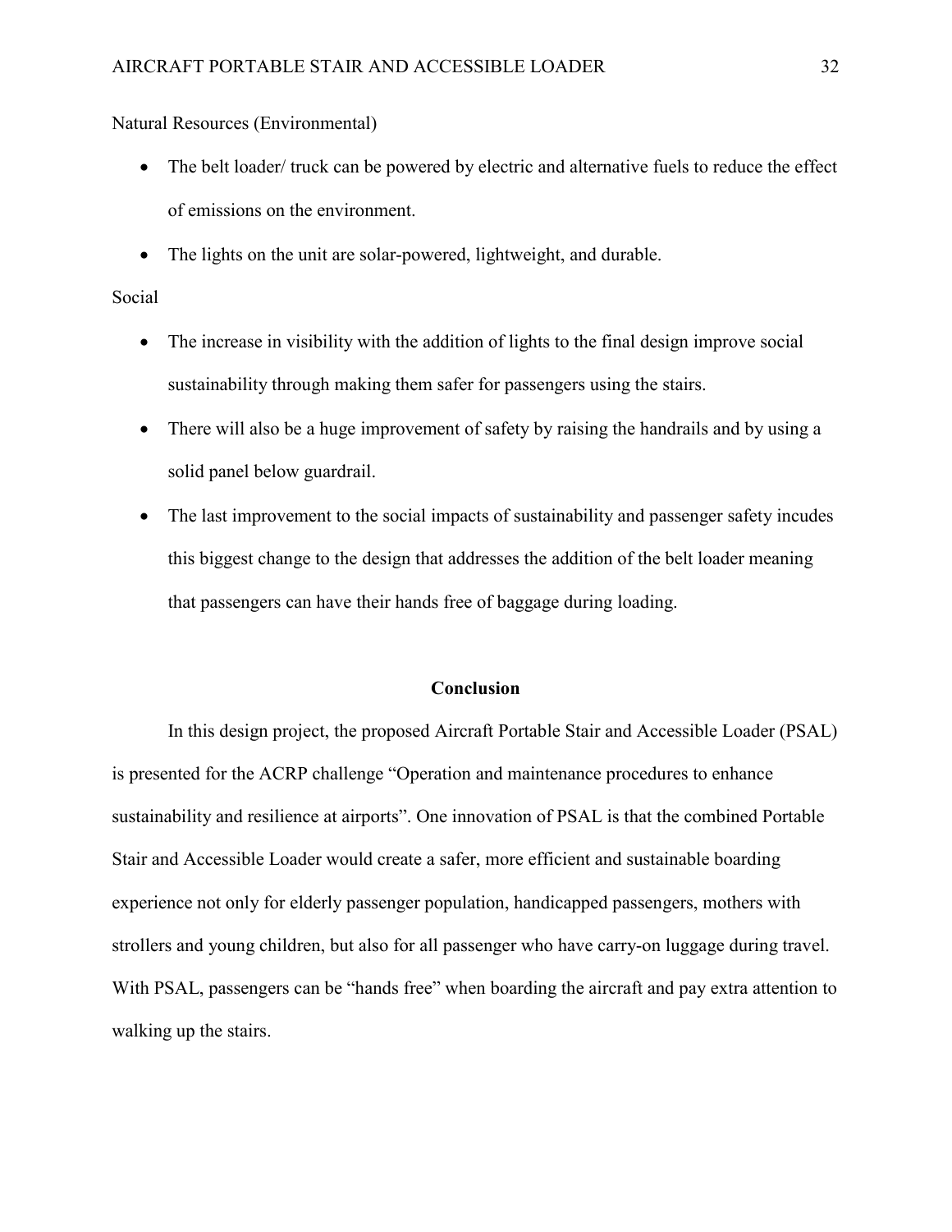Natural Resources (Environmental)

- The belt loader/ truck can be powered by electric and alternative fuels to reduce the effect of emissions on the environment.
- The lights on the unit are solar-powered, lightweight, and durable.

Social

- The increase in visibility with the addition of lights to the final design improve social sustainability through making them safer for passengers using the stairs.
- There will also be a huge improvement of safety by raising the handrails and by using a solid panel below guardrail.
- The last improvement to the social impacts of sustainability and passenger safety incudes this biggest change to the design that addresses the addition of the belt loader meaning that passengers can have their hands free of baggage during loading.

## Conclusion

In this design project, the proposed Aircraft Portable Stair and Accessible Loader (PSAL) is presented for the ACRP challenge "Operation and maintenance procedures to enhance sustainability and resilience at airports". One innovation of PSAL is that the combined Portable Stair and Accessible Loader would create a safer, more efficient and sustainable boarding experience not only for elderly passenger population, handicapped passengers, mothers with strollers and young children, but also for all passenger who have carry-on luggage during travel. With PSAL, passengers can be "hands free" when boarding the aircraft and pay extra attention to walking up the stairs.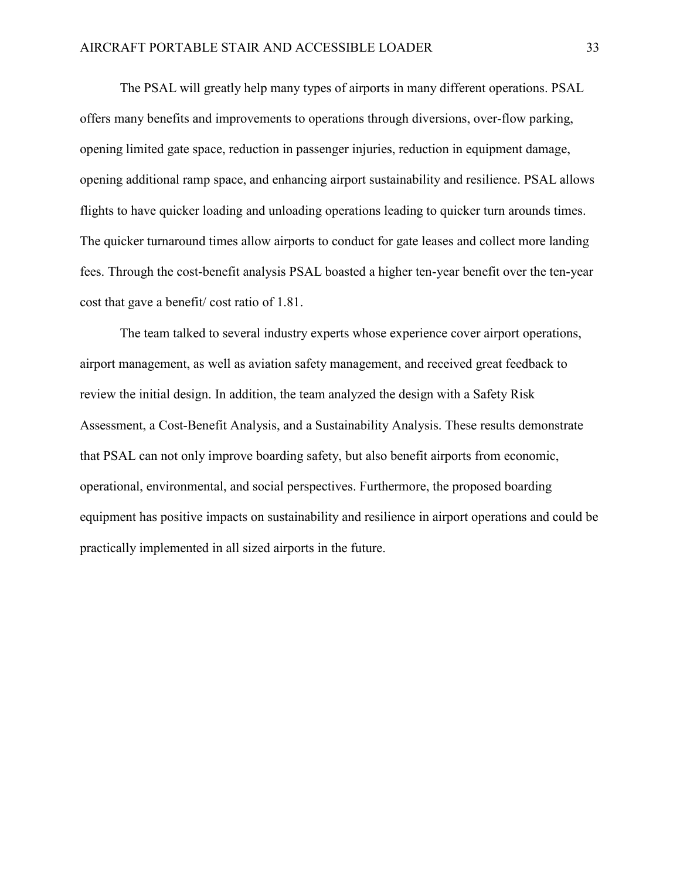The PSAL will greatly help many types of airports in many different operations. PSAL offers many benefits and improvements to operations through diversions, over-flow parking, opening limited gate space, reduction in passenger injuries, reduction in equipment damage, opening additional ramp space, and enhancing airport sustainability and resilience. PSAL allows flights to have quicker loading and unloading operations leading to quicker turn arounds times. The quicker turnaround times allow airports to conduct for gate leases and collect more landing fees. Through the cost-benefit analysis PSAL boasted a higher ten-year benefit over the ten-year cost that gave a benefit/ cost ratio of 1.81.

The team talked to several industry experts whose experience cover airport operations, airport management, as well as aviation safety management, and received great feedback to review the initial design. In addition, the team analyzed the design with a Safety Risk Assessment, a Cost-Benefit Analysis, and a Sustainability Analysis. These results demonstrate that PSAL can not only improve boarding safety, but also benefit airports from economic, operational, environmental, and social perspectives. Furthermore, the proposed boarding equipment has positive impacts on sustainability and resilience in airport operations and could be practically implemented in all sized airports in the future.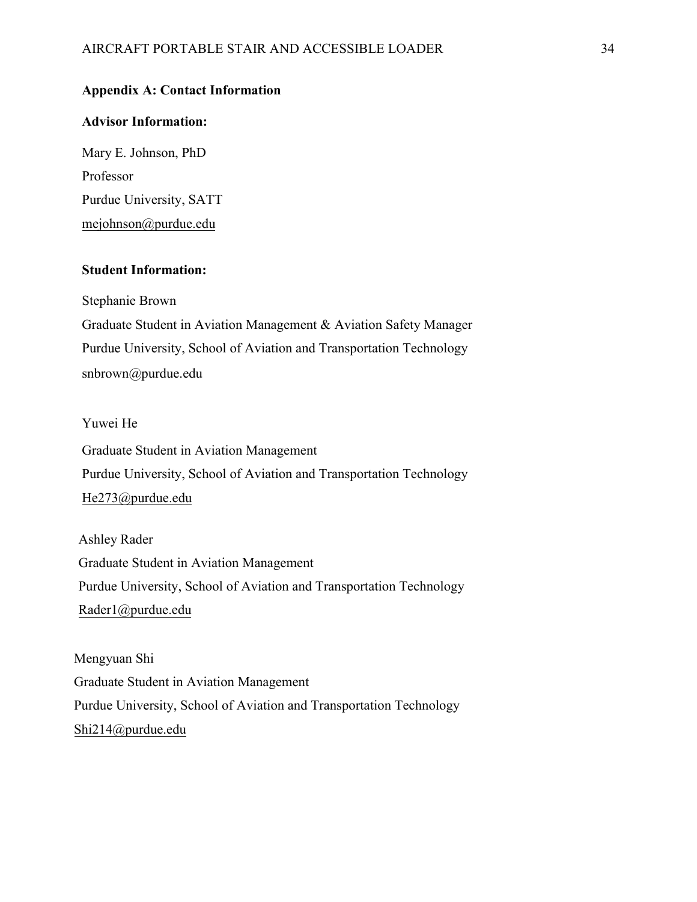## Appendix A: Contact Information

### Advisor Information:

Mary E. Johnson, PhD
Professor
Purdue University, SATT
mejohnson@purdue.edu

### Student Information:

Stephanie Brown
Graduate Student in Aviation Management & Aviation Safety Manager
Purdue University, School of Aviation and Transportation Technology
snbrown@purdue.edu

Yuwei He
Graduate Student in Aviation Management
Purdue University, School of Aviation and Transportation Technology
He273@purdue.edu

Ashley Rader
Graduate Student in Aviation Management
Purdue University, School of Aviation and Transportation Technology
Rader1@purdue.edu

Mengyuan Shi
Graduate Student in Aviation Management
Purdue University, School of Aviation and Transportation Technology
Shi214@purdue.edu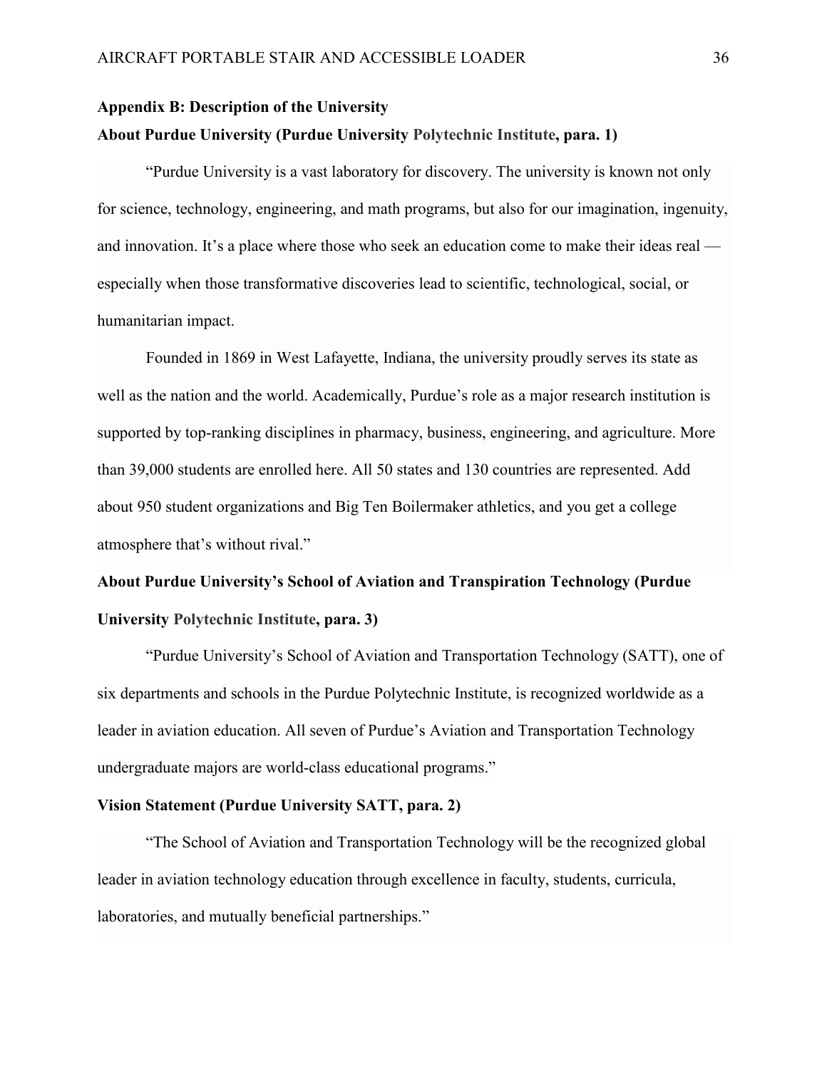## Appendix B: Description of the University

**About Purdue University (Purdue University Polytechnic Institute, para. 1)**

"Purdue University is a vast laboratory for discovery. The university is known not only for science, technology, engineering, and math programs, but also for our imagination, ingenuity, and innovation. It's a place where those who seek an education come to make their ideas real — especially when those transformative discoveries lead to scientific, technological, social, or humanitarian impact.

Founded in 1869 in West Lafayette, Indiana, the university proudly serves its state as well as the nation and the world. Academically, Purdue's role as a major research institution is supported by top-ranking disciplines in pharmacy, business, engineering, and agriculture. More than 39,000 students are enrolled here. All 50 states and 130 countries are represented. Add about 950 student organizations and Big Ten Boilermaker athletics, and you get a college atmosphere that's without rival."

**About Purdue University's School of Aviation and Transpiration Technology (Purdue University Polytechnic Institute, para. 3)**

"Purdue University's School of Aviation and Transportation Technology (SATT), one of six departments and schools in the Purdue Polytechnic Institute, is recognized worldwide as a leader in aviation education. All seven of Purdue's Aviation and Transportation Technology undergraduate majors are world-class educational programs."

**Vision Statement (Purdue University SATT, para. 2)**

"The School of Aviation and Transportation Technology will be the recognized global leader in aviation technology education through excellence in faculty, students, curricula, laboratories, and mutually beneficial partnerships."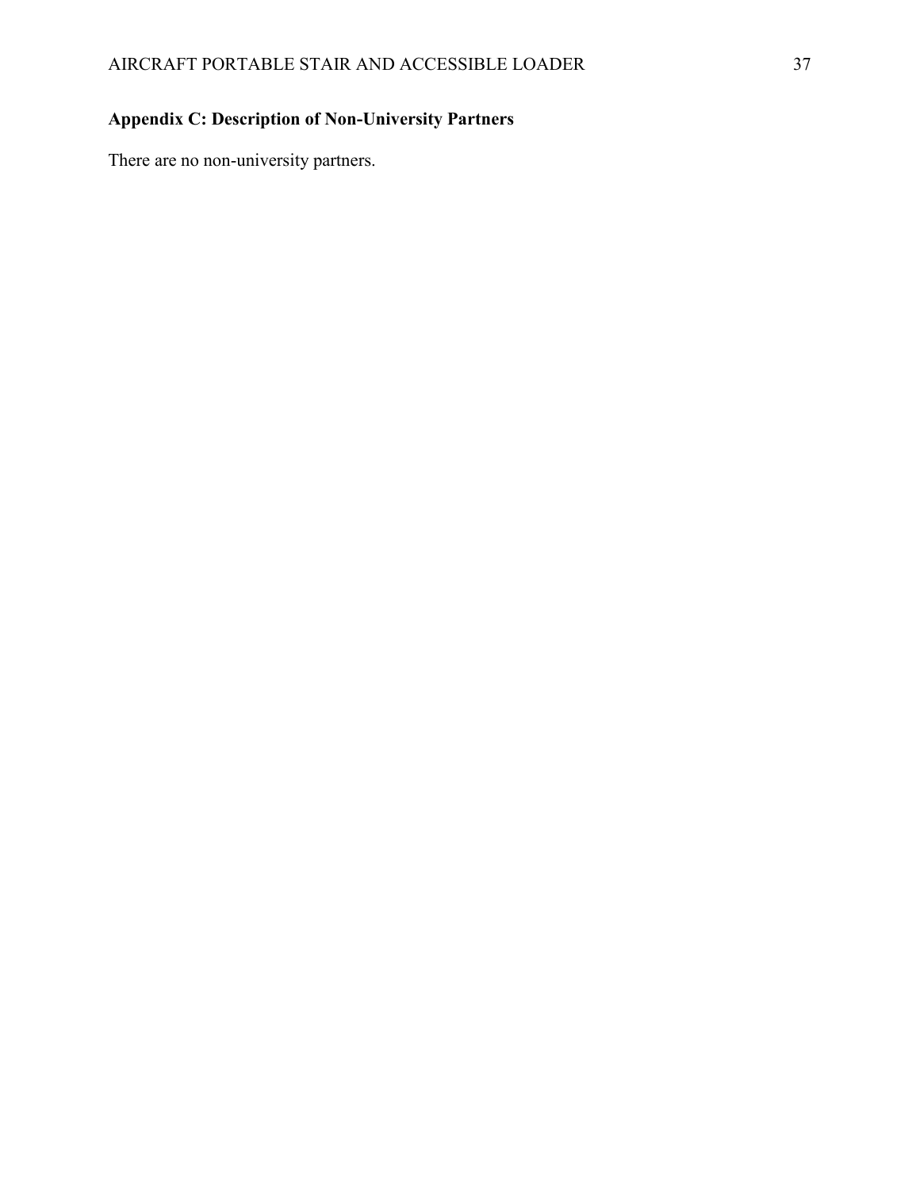## Appendix C: Description of Non-University Partners

There are no non-university partners.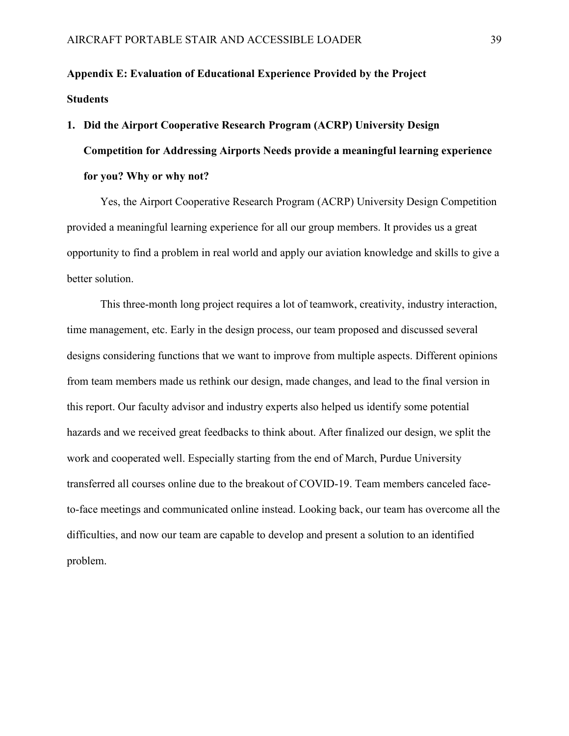## Appendix E: Evaluation of Educational Experience Provided by the Project

### Students

**1. Did the Airport Cooperative Research Program (ACRP) University Design Competition for Addressing Airports Needs provide a meaningful learning experience for you? Why or why not?**

Yes, the Airport Cooperative Research Program (ACRP) University Design Competition provided a meaningful learning experience for all our group members. It provides us a great opportunity to find a problem in real world and apply our aviation knowledge and skills to give a better solution.

This three-month long project requires a lot of teamwork, creativity, industry interaction, time management, etc. Early in the design process, our team proposed and discussed several designs considering functions that we want to improve from multiple aspects. Different opinions from team members made us rethink our design, made changes, and lead to the final version in this report. Our faculty advisor and industry experts also helped us identify some potential hazards and we received great feedbacks to think about. After finalized our design, we split the work and cooperated well. Especially starting from the end of March, Purdue University transferred all courses online due to the breakout of COVID-19. Team members canceled face-to-face meetings and communicated online instead. Looking back, our team has overcome all the difficulties, and now our team are capable to develop and present a solution to an identified problem.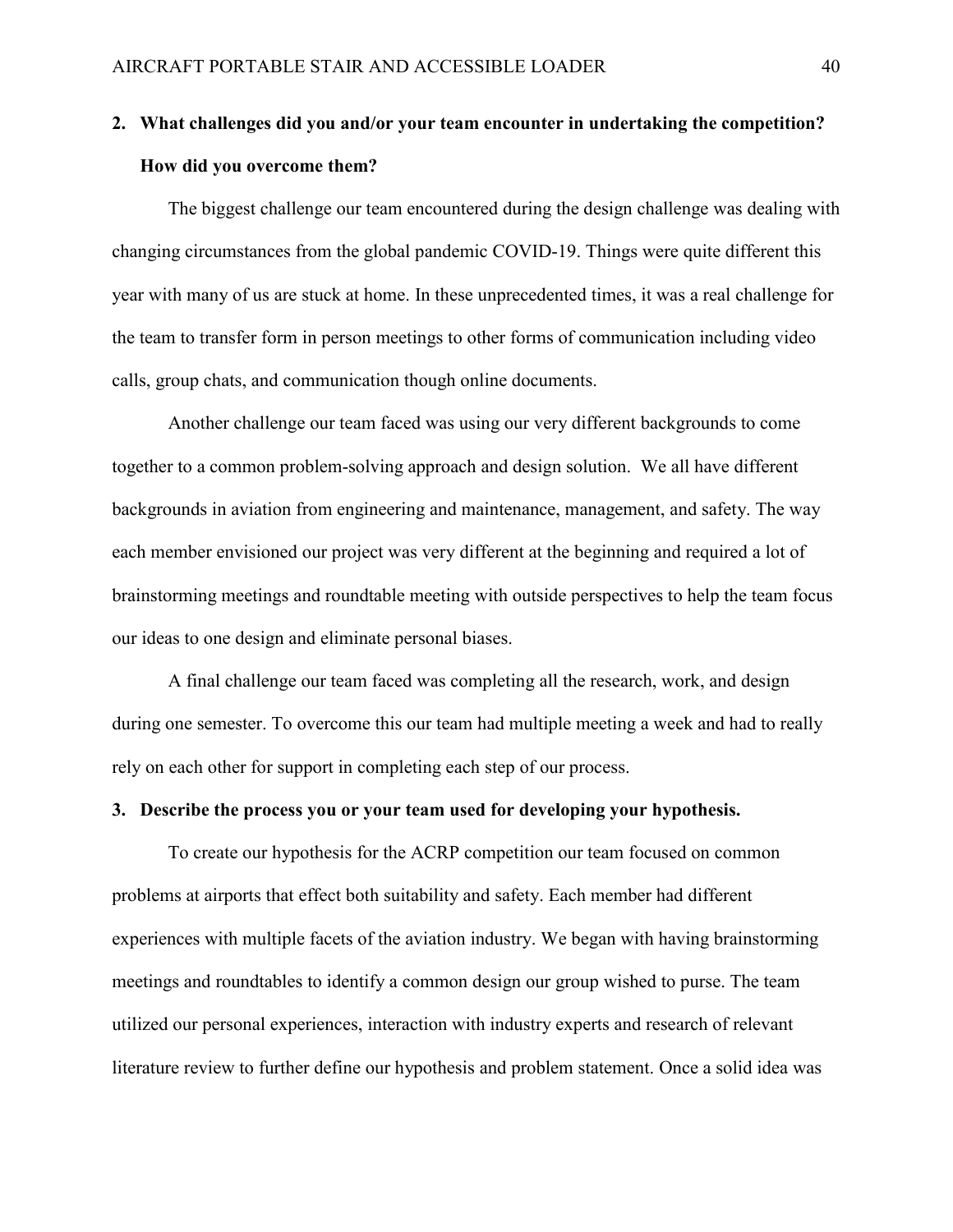**2. What challenges did you and/or your team encounter in undertaking the competition? How did you overcome them?**

The biggest challenge our team encountered during the design challenge was dealing with changing circumstances from the global pandemic COVID-19. Things were quite different this year with many of us are stuck at home. In these unprecedented times, it was a real challenge for the team to transfer form in person meetings to other forms of communication including video calls, group chats, and communication though online documents.

Another challenge our team faced was using our very different backgrounds to come together to a common problem-solving approach and design solution.  We all have different backgrounds in aviation from engineering and maintenance, management, and safety. The way each member envisioned our project was very different at the beginning and required a lot of brainstorming meetings and roundtable meeting with outside perspectives to help the team focus our ideas to one design and eliminate personal biases.

A final challenge our team faced was completing all the research, work, and design during one semester. To overcome this our team had multiple meeting a week and had to really rely on each other for support in completing each step of our process.

**3. Describe the process you or your team used for developing your hypothesis.**

To create our hypothesis for the ACRP competition our team focused on common problems at airports that effect both suitability and safety. Each member had different experiences with multiple facets of the aviation industry. We began with having brainstorming meetings and roundtables to identify a common design our group wished to purse. The team utilized our personal experiences, interaction with industry experts and research of relevant literature review to further define our hypothesis and problem statement. Once a solid idea was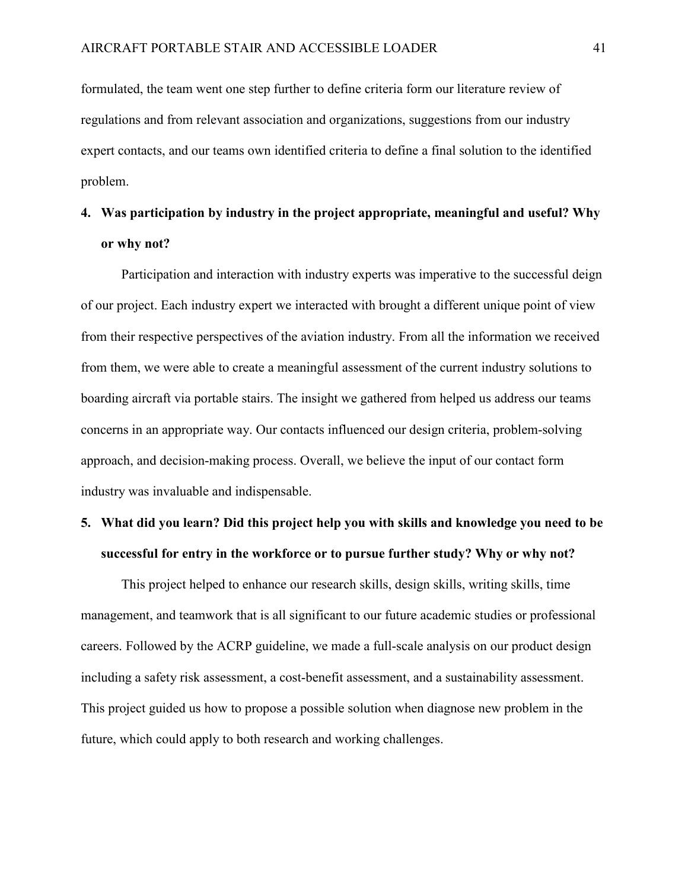formulated, the team went one step further to define criteria form our literature review of regulations and from relevant association and organizations, suggestions from our industry expert contacts, and our teams own identified criteria to define a final solution to the identified problem.

4. **Was participation by industry in the project appropriate, meaningful and useful? Why or why not?**

Participation and interaction with industry experts was imperative to the successful deign of our project. Each industry expert we interacted with brought a different unique point of view from their respective perspectives of the aviation industry. From all the information we received from them, we were able to create a meaningful assessment of the current industry solutions to boarding aircraft via portable stairs. The insight we gathered from helped us address our teams concerns in an appropriate way. Our contacts influenced our design criteria, problem-solving approach, and decision-making process. Overall, we believe the input of our contact form industry was invaluable and indispensable.

5. **What did you learn? Did this project help you with skills and knowledge you need to be successful for entry in the workforce or to pursue further study? Why or why not?**

This project helped to enhance our research skills, design skills, writing skills, time management, and teamwork that is all significant to our future academic studies or professional careers. Followed by the ACRP guideline, we made a full-scale analysis on our product design including a safety risk assessment, a cost-benefit assessment, and a sustainability assessment. This project guided us how to propose a possible solution when diagnose new problem in the future, which could apply to both research and working challenges.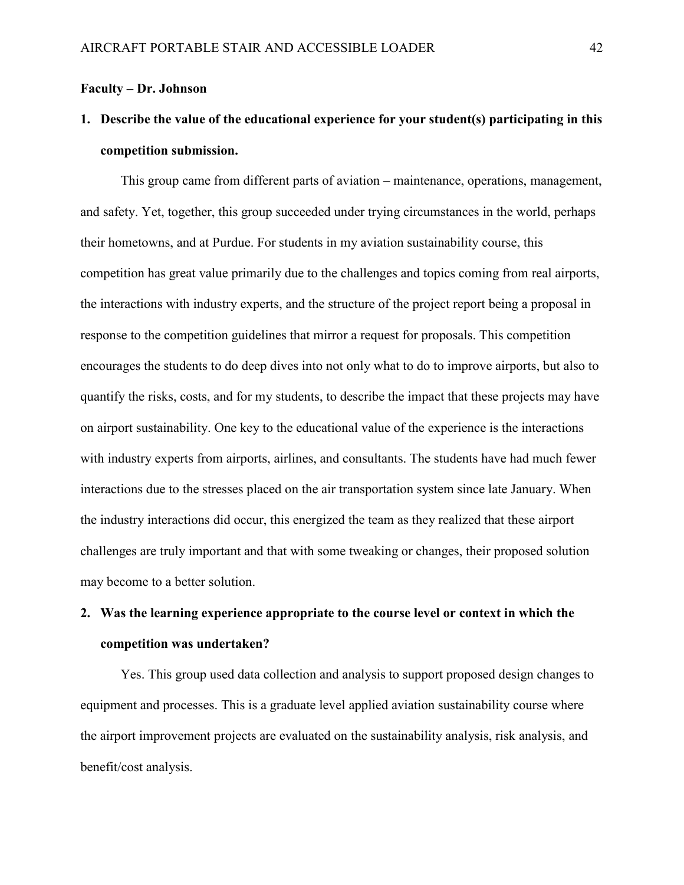**Faculty – Dr. Johnson**

1. **Describe the value of the educational experience for your student(s) participating in this competition submission.**

This group came from different parts of aviation – maintenance, operations, management, and safety. Yet, together, this group succeeded under trying circumstances in the world, perhaps their hometowns, and at Purdue. For students in my aviation sustainability course, this competition has great value primarily due to the challenges and topics coming from real airports, the interactions with industry experts, and the structure of the project report being a proposal in response to the competition guidelines that mirror a request for proposals. This competition encourages the students to do deep dives into not only what to do to improve airports, but also to quantify the risks, costs, and for my students, to describe the impact that these projects may have on airport sustainability. One key to the educational value of the experience is the interactions with industry experts from airports, airlines, and consultants. The students have had much fewer interactions due to the stresses placed on the air transportation system since late January. When the industry interactions did occur, this energized the team as they realized that these airport challenges are truly important and that with some tweaking or changes, their proposed solution may become to a better solution.

2. **Was the learning experience appropriate to the course level or context in which the competition was undertaken?**

Yes. This group used data collection and analysis to support proposed design changes to equipment and processes. This is a graduate level applied aviation sustainability course where the airport improvement projects are evaluated on the sustainability analysis, risk analysis, and benefit/cost analysis.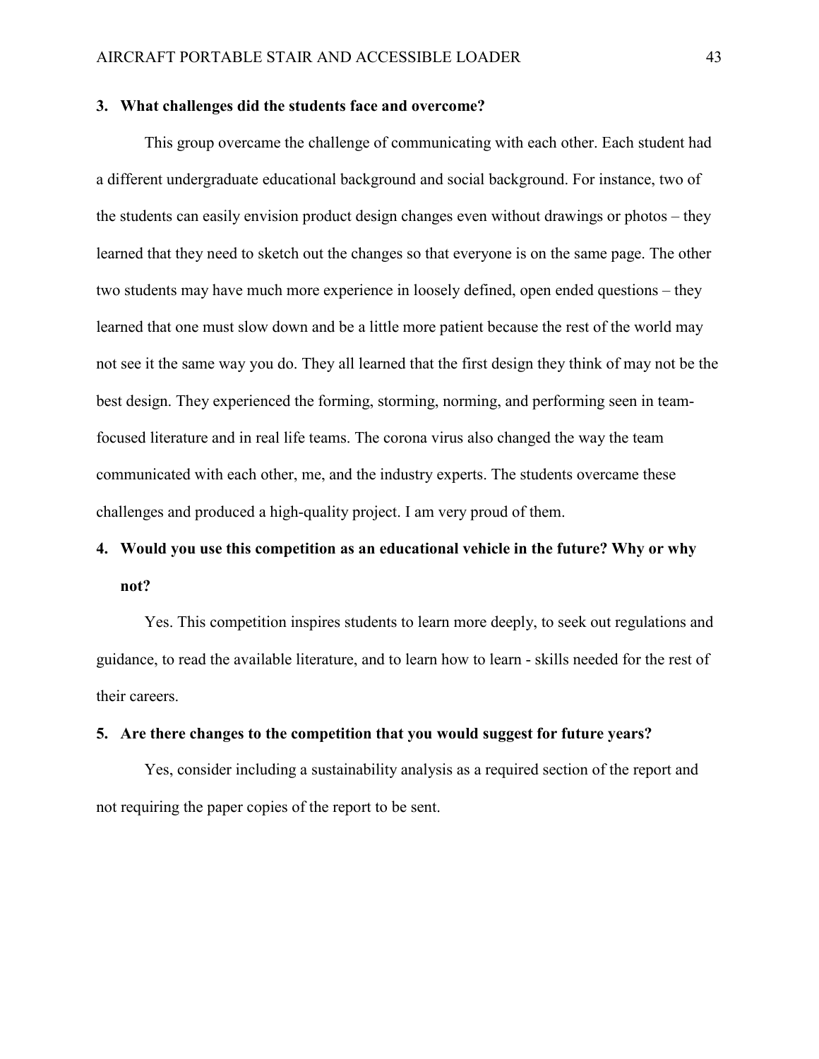**3. What challenges did the students face and overcome?**

This group overcame the challenge of communicating with each other. Each student had a different undergraduate educational background and social background. For instance, two of the students can easily envision product design changes even without drawings or photos – they learned that they need to sketch out the changes so that everyone is on the same page. The other two students may have much more experience in loosely defined, open ended questions – they learned that one must slow down and be a little more patient because the rest of the world may not see it the same way you do. They all learned that the first design they think of may not be the best design. They experienced the forming, storming, norming, and performing seen in team-focused literature and in real life teams. The corona virus also changed the way the team communicated with each other, me, and the industry experts. The students overcame these challenges and produced a high-quality project. I am very proud of them.

**4. Would you use this competition as an educational vehicle in the future? Why or why not?**

Yes. This competition inspires students to learn more deeply, to seek out regulations and guidance, to read the available literature, and to learn how to learn - skills needed for the rest of their careers.

**5. Are there changes to the competition that you would suggest for future years?**

Yes, consider including a sustainability analysis as a required section of the report and not requiring the paper copies of the report to be sent.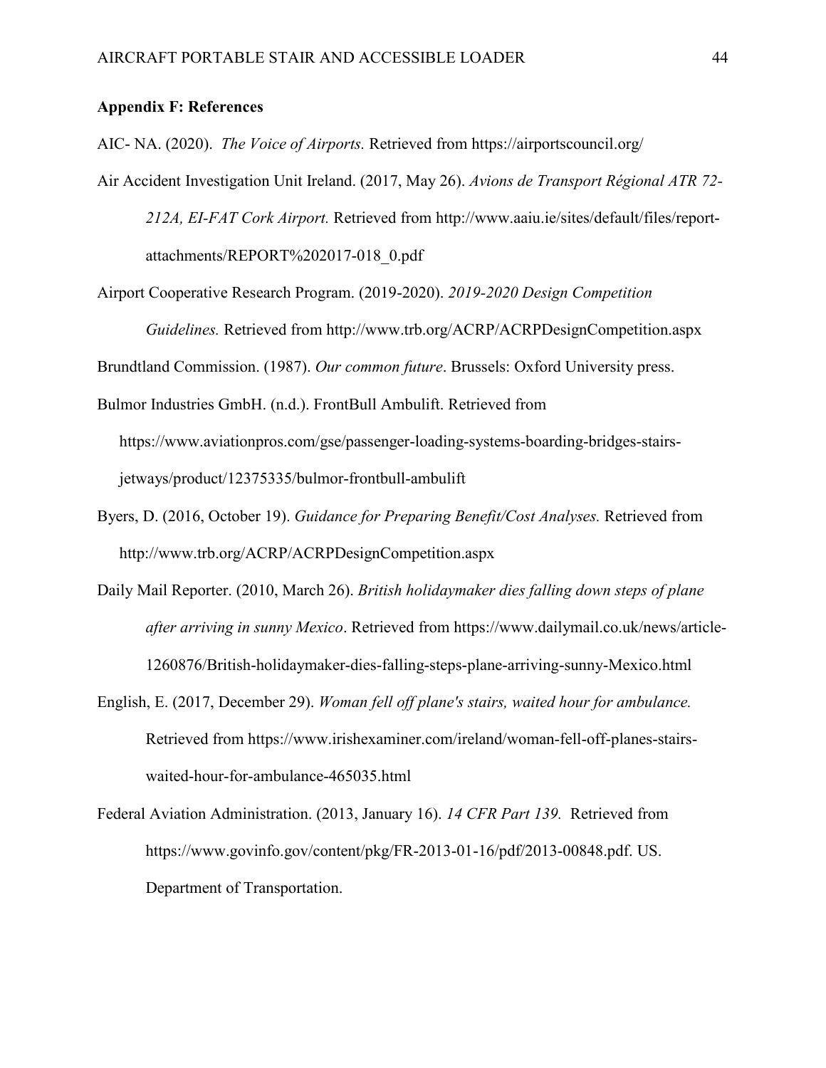**Appendix F: References**

AIC- NA. (2020). *The Voice of Airports.* Retrieved from https://airportscouncil.org/

Air Accident Investigation Unit Ireland. (2017, May 26). *Avions de Transport Régional ATR 72-212A, EI-FAT Cork Airport.* Retrieved from http://www.aaiu.ie/sites/default/files/report-attachments/REPORT%202017-018_0.pdf

Airport Cooperative Research Program. (2019-2020). *2019-2020 Design Competition Guidelines.* Retrieved from http://www.trb.org/ACRP/ACRPDesignCompetition.aspx

Brundtland Commission. (1987). *Our common future*. Brussels: Oxford University press.

Bulmor Industries GmbH. (n.d.). FrontBull Ambulift. Retrieved from https://www.aviationpros.com/gse/passenger-loading-systems-boarding-bridges-stairs-jetways/product/12375335/bulmor-frontbull-ambulift

Byers, D. (2016, October 19). *Guidance for Preparing Benefit/Cost Analyses.* Retrieved from http://www.trb.org/ACRP/ACRPDesignCompetition.aspx

Daily Mail Reporter. (2010, March 26). *British holidaymaker dies falling down steps of plane after arriving in sunny Mexico*. Retrieved from https://www.dailymail.co.uk/news/article-1260876/British-holidaymaker-dies-falling-steps-plane-arriving-sunny-Mexico.html

English, E. (2017, December 29). *Woman fell off plane's stairs, waited hour for ambulance.* Retrieved from https://www.irishexaminer.com/ireland/woman-fell-off-planes-stairs-waited-hour-for-ambulance-465035.html

Federal Aviation Administration. (2013, January 16). *14 CFR Part 139.* Retrieved from https://www.govinfo.gov/content/pkg/FR-2013-01-16/pdf/2013-00848.pdf. US. Department of Transportation.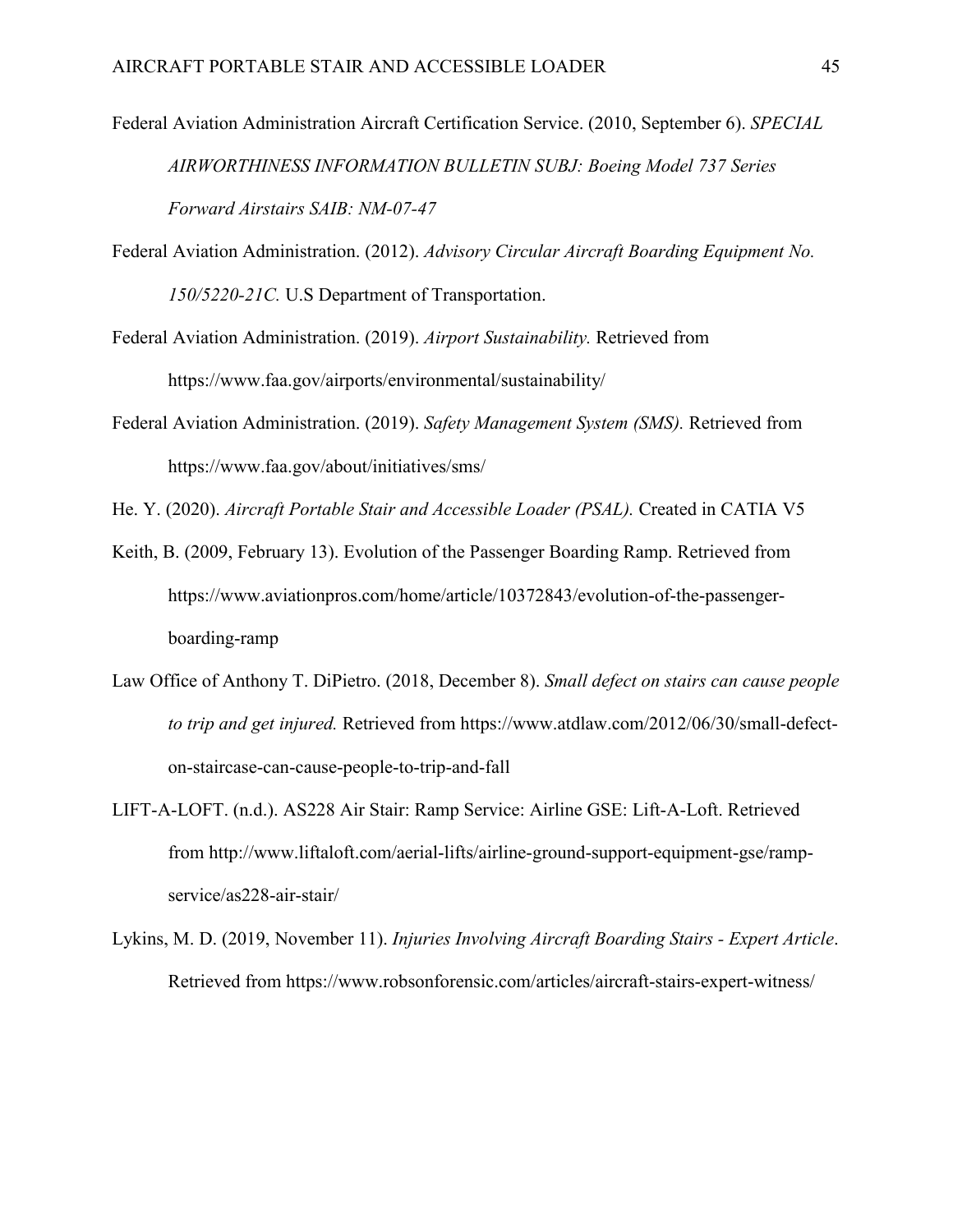Federal Aviation Administration Aircraft Certification Service. (2010, September 6). *SPECIAL AIRWORTHINESS INFORMATION BULLETIN SUBJ: Boeing Model 737 Series Forward Airstairs SAIB: NM-07-47*

Federal Aviation Administration. (2012). *Advisory Circular Aircraft Boarding Equipment No. 150/5220-21C.* U.S Department of Transportation.

Federal Aviation Administration. (2019). *Airport Sustainability.* Retrieved from https://www.faa.gov/airports/environmental/sustainability/

Federal Aviation Administration. (2019). *Safety Management System (SMS).* Retrieved from https://www.faa.gov/about/initiatives/sms/

He. Y. (2020). *Aircraft Portable Stair and Accessible Loader (PSAL).* Created in CATIA V5

Keith, B. (2009, February 13). Evolution of the Passenger Boarding Ramp. Retrieved from https://www.aviationpros.com/home/article/10372843/evolution-of-the-passenger-boarding-ramp

Law Office of Anthony T. DiPietro. (2018, December 8). *Small defect on stairs can cause people to trip and get injured.* Retrieved from https://www.atdlaw.com/2012/06/30/small-defect-on-staircase-can-cause-people-to-trip-and-fall

LIFT-A-LOFT. (n.d.). AS228 Air Stair: Ramp Service: Airline GSE: Lift-A-Loft. Retrieved from http://www.liftaloft.com/aerial-lifts/airline-ground-support-equipment-gse/ramp-service/as228-air-stair/

Lykins, M. D. (2019, November 11). *Injuries Involving Aircraft Boarding Stairs - Expert Article*. Retrieved from https://www.robsonforensic.com/articles/aircraft-stairs-expert-witness/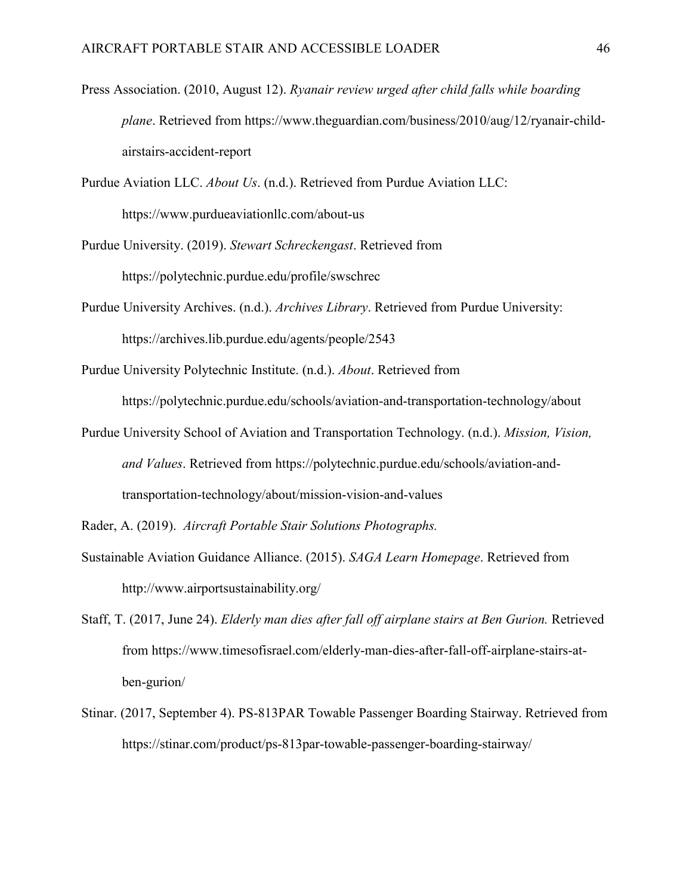Press Association. (2010, August 12). *Ryanair review urged after child falls while boarding plane*. Retrieved from https://www.theguardian.com/business/2010/aug/12/ryanair-child-airstairs-accident-report

Purdue Aviation LLC. *About Us*. (n.d.). Retrieved from Purdue Aviation LLC: https://www.purdueaviationllc.com/about-us

Purdue University. (2019). *Stewart Schreckengast*. Retrieved from https://polytechnic.purdue.edu/profile/swschrec

Purdue University Archives. (n.d.). *Archives Library*. Retrieved from Purdue University: https://archives.lib.purdue.edu/agents/people/2543

Purdue University Polytechnic Institute. (n.d.). *About*. Retrieved from https://polytechnic.purdue.edu/schools/aviation-and-transportation-technology/about

Purdue University School of Aviation and Transportation Technology. (n.d.). *Mission, Vision, and Values*. Retrieved from https://polytechnic.purdue.edu/schools/aviation-and-transportation-technology/about/mission-vision-and-values

Rader, A. (2019). *Aircraft Portable Stair Solutions Photographs.*

Sustainable Aviation Guidance Alliance. (2015). *SAGA Learn Homepage*. Retrieved from http://www.airportsustainability.org/

Staff, T. (2017, June 24). *Elderly man dies after fall off airplane stairs at Ben Gurion.* Retrieved from https://www.timesofisrael.com/elderly-man-dies-after-fall-off-airplane-stairs-at-ben-gurion/

Stinar. (2017, September 4). PS-813PAR Towable Passenger Boarding Stairway. Retrieved from https://stinar.com/product/ps-813par-towable-passenger-boarding-stairway/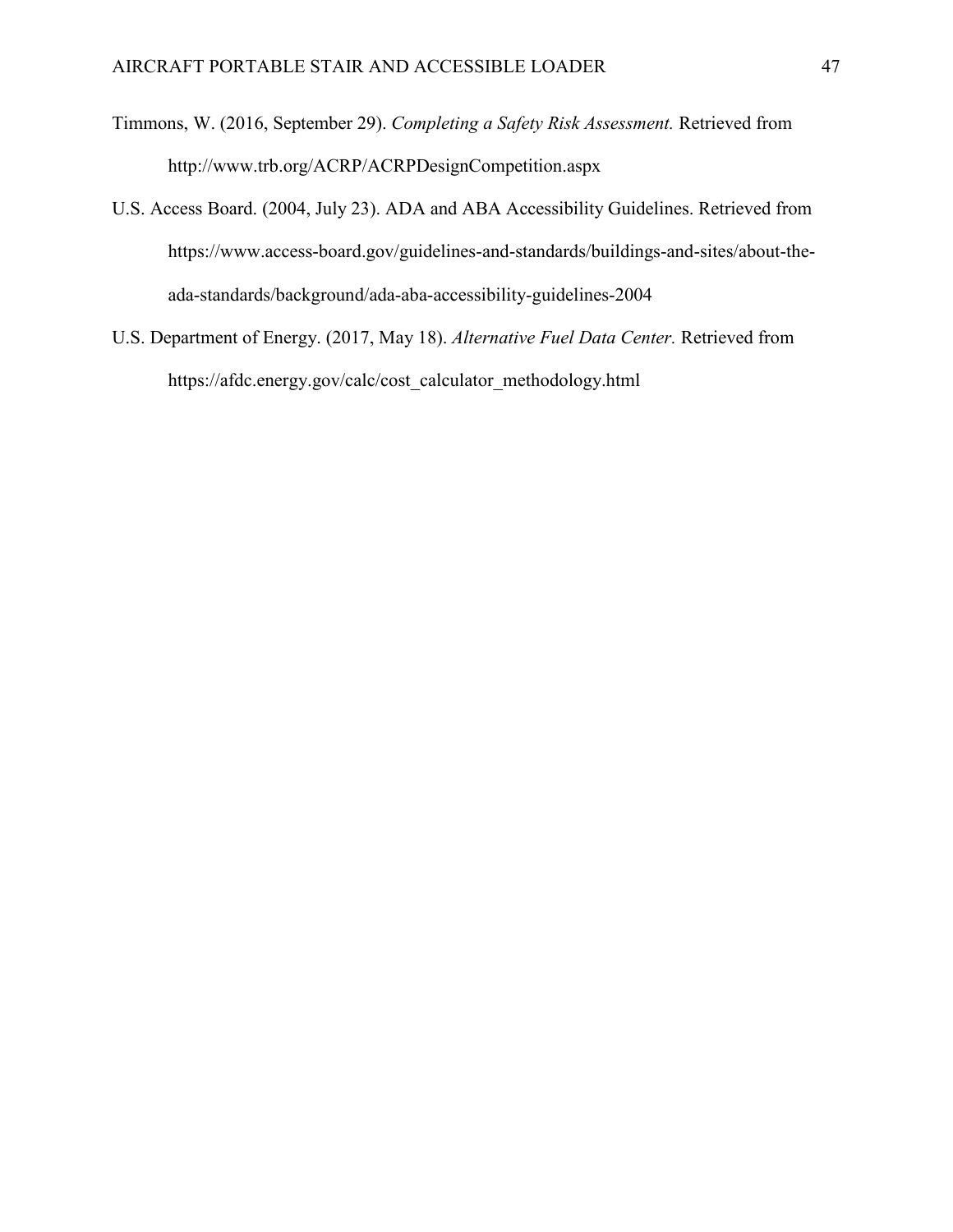Timmons, W. (2016, September 29). *Completing a Safety Risk Assessment.* Retrieved from http://www.trb.org/ACRP/ACRPDesignCompetition.aspx

U.S. Access Board. (2004, July 23). ADA and ABA Accessibility Guidelines. Retrieved from https://www.access-board.gov/guidelines-and-standards/buildings-and-sites/about-the-ada-standards/background/ada-aba-accessibility-guidelines-2004

U.S. Department of Energy. (2017, May 18). *Alternative Fuel Data Center.* Retrieved from https://afdc.energy.gov/calc/cost_calculator_methodology.html